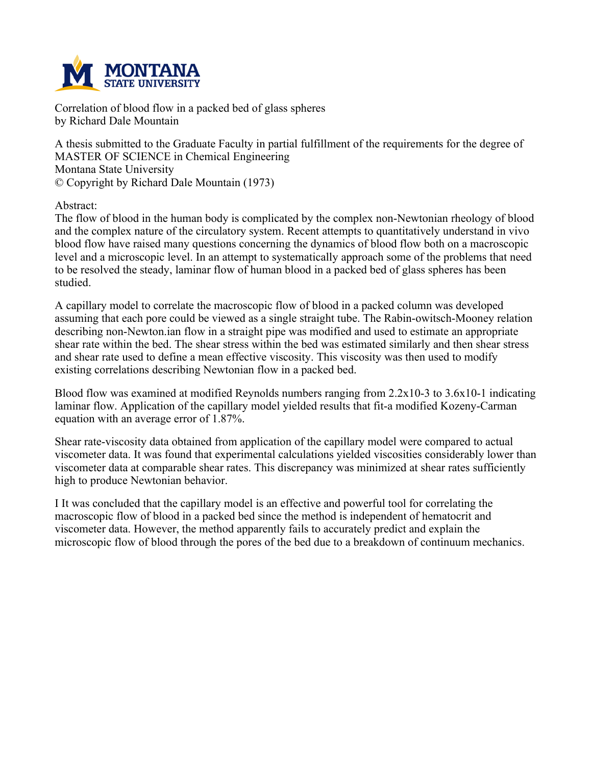Correlation of blood flow in a packed bed of glass spheres
by Richard Dale Mountain

A thesis submitted to the Graduate Faculty in partial fulfillment of the requirements for the degree of MASTER OF SCIENCE in Chemical Engineering
Montana State University
© Copyright by Richard Dale Mountain (1973)

Abstract:
The flow of blood in the human body is complicated by the complex non-Newtonian rheology of blood and the complex nature of the circulatory system. Recent attempts to quantitatively understand in vivo blood flow have raised many questions concerning the dynamics of blood flow both on a macroscopic level and a microscopic level. In an attempt to systematically approach some of the problems that need to be resolved the steady, laminar flow of human blood in a packed bed of glass spheres has been studied.

A capillary model to correlate the macroscopic flow of blood in a packed column was developed assuming that each pore could be viewed as a single straight tube. The Rabin-owitsch-Mooney relation describing non-Newton.ian flow in a straight pipe was modified and used to estimate an appropriate shear rate within the bed. The shear stress within the bed was estimated similarly and then shear stress and shear rate used to define a mean effective viscosity. This viscosity was then used to modify existing correlations describing Newtonian flow in a packed bed.

Blood flow was examined at modified Reynolds numbers ranging from 2.2x10-3 to 3.6x10-1 indicating laminar flow. Application of the capillary model yielded results that fit-a modified Kozeny-Carman equation with an average error of 1.87%.

Shear rate-viscosity data obtained from application of the capillary model were compared to actual viscometer data. It was found that experimental calculations yielded viscosities considerably lower than viscometer data at comparable shear rates. This discrepancy was minimized at shear rates sufficiently high to produce Newtonian behavior.

I It was concluded that the capillary model is an effective and powerful tool for correlating the macroscopic flow of blood in a packed bed since the method is independent of hematocrit and viscometer data. However, the method apparently fails to accurately predict and explain the microscopic flow of blood through the pores of the bed due to a breakdown of continuum mechanics.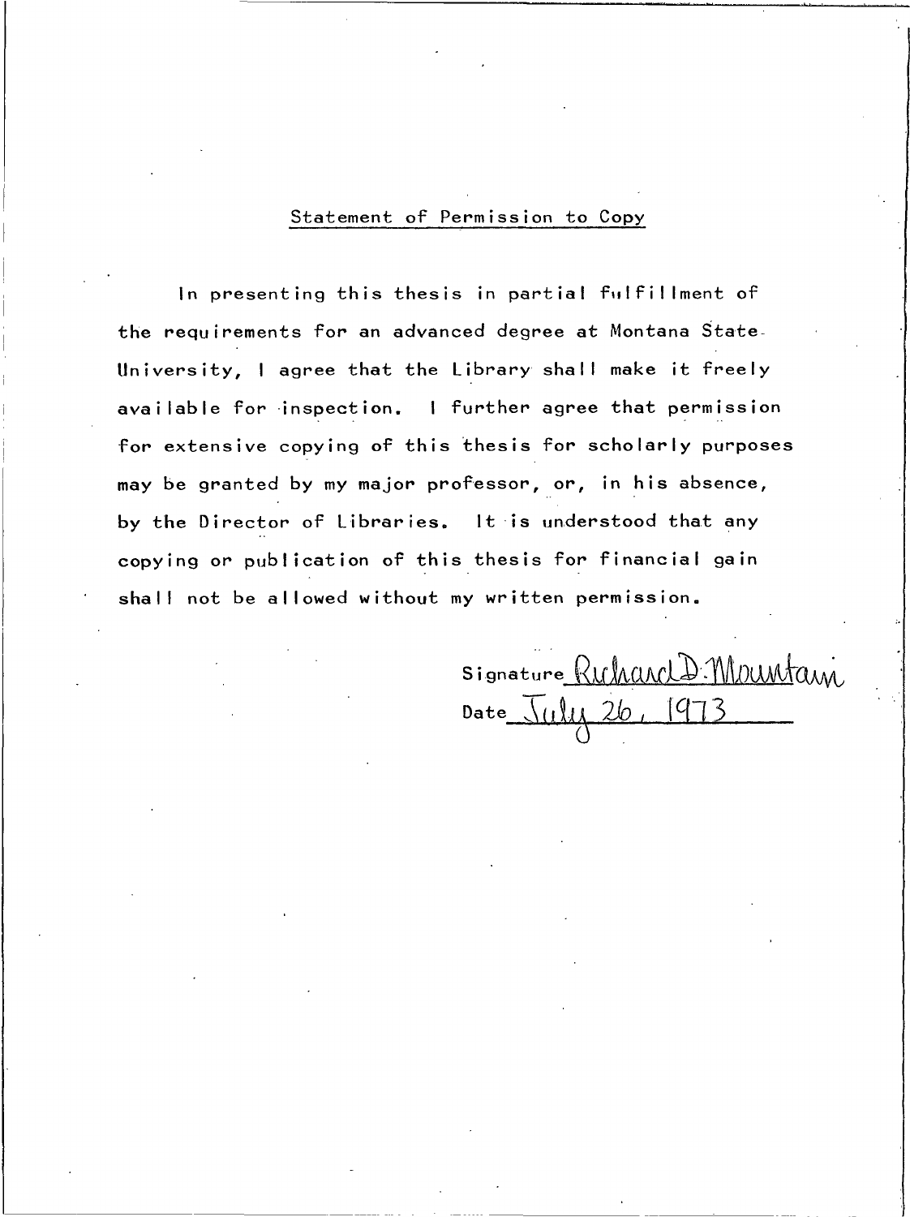## Statement of Permission to Copy

In presenting this thesis in partial fulfillment of the requirements for an advanced degree at Montana State University, I agree that the Library shall make it freely available for inspection. I further agree that permission for extensive copying of this thesis for scholarly purposes may be granted by my major professor, or, in his absence, by the Director of Libraries. It is understood that any copying or publication of this thesis for financial gain shall not be allowed without my written permission.

Signature Richard D. Mountain

Date July 26, 1973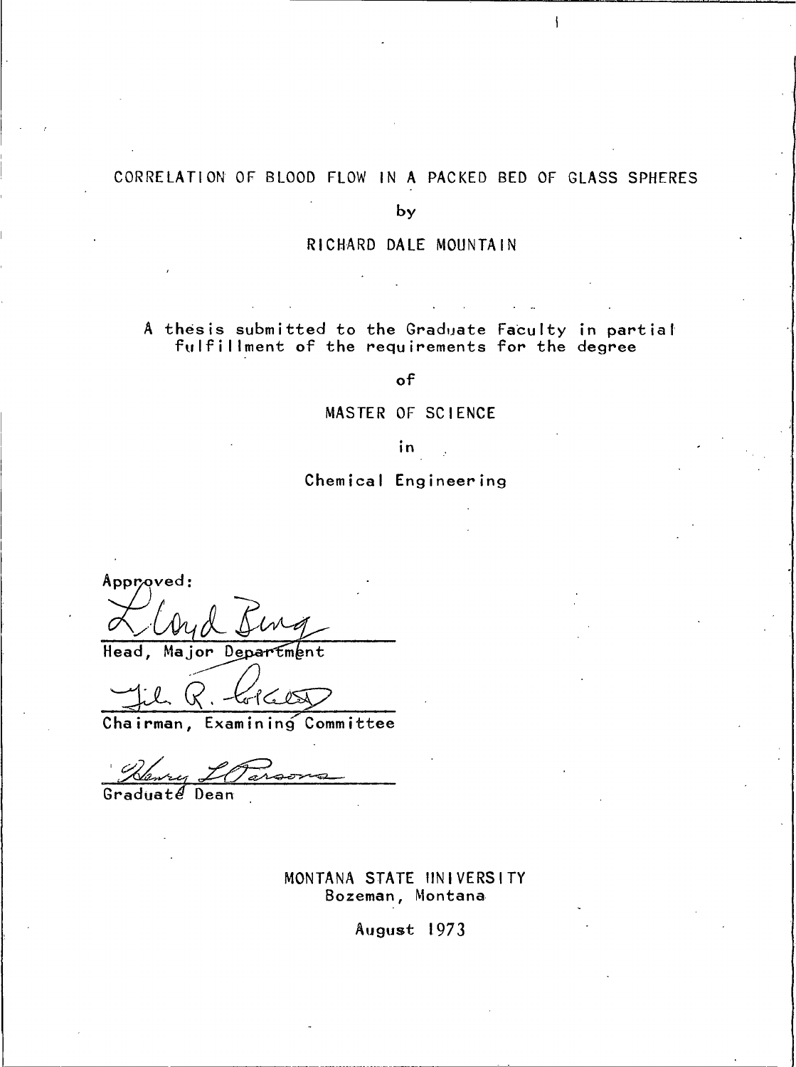# CORRELATION OF BLOOD FLOW IN A PACKED BED OF GLASS SPHERES

by

RICHARD DALE MOUNTAIN

A thesis submitted to the Graduate Faculty in partial fulfillment of the requirements for the degree

of

MASTER OF SCIENCE

in

Chemical Engineering

Approved:

Lloyd Berg
Head, Major Department

Fil. R. [signature]
Chairman, Examining Committee

Henry L. Parsons
Graduate Dean

MONTANA STATE UNIVERSITY
Bozeman, Montana

August 1973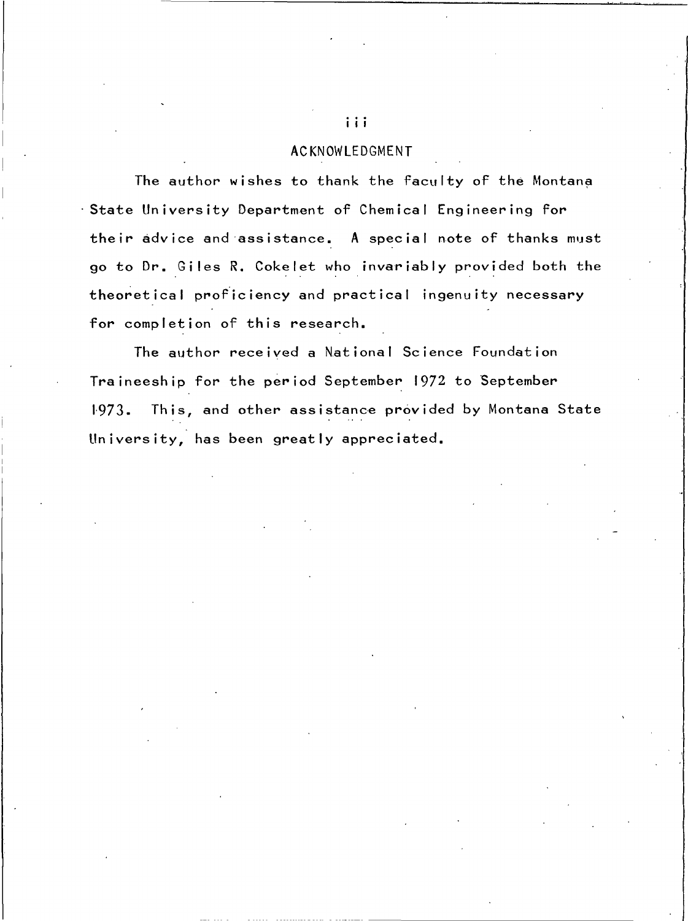# ACKNOWLEDGMENT

The author wishes to thank the faculty of the Montana State University Department of Chemical Engineering for their advice and assistance. A special note of thanks must go to Dr. Giles R. Cokelet who invariably provided both the theoretical proficiency and practical ingenuity necessary for completion of this research.

The author received a National Science Foundation Traineeship for the period September 1972 to September 1973. This, and other assistance provided by Montana State University, has been greatly appreciated.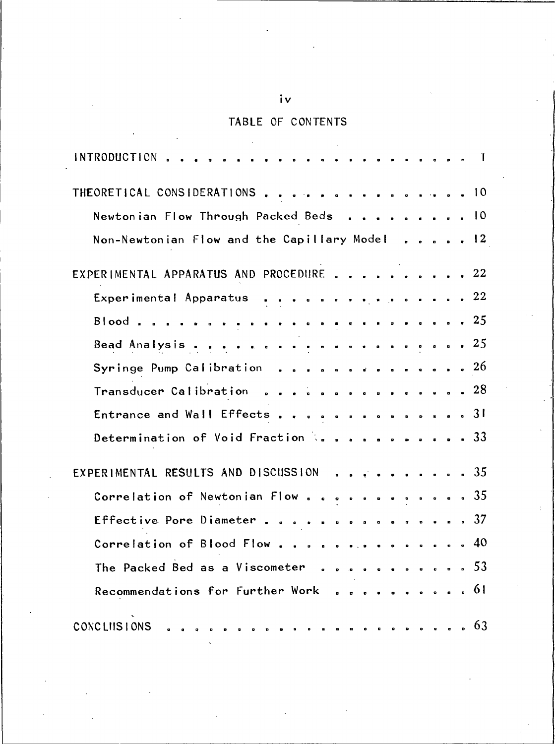# TABLE OF CONTENTS

INTRODUCTION . . . . . . . . . . . . . . . . . . . . . . . 1

THEORETICAL CONSIDERATIONS . . . . . . . . . . . . . . . . 10

- Newtonian Flow Through Packed Beds . . . . . . . . . 10
- Non-Newtonian Flow and the Capillary Model . . . . . 12

EXPERIMENTAL APPARATUS AND PROCEDURE . . . . . . . . . . 22

- Experimental Apparatus . . . . . . . . . . . . . . 22
- Blood . . . . . . . . . . . . . . . . . . . . . . . 25
- Bead Analysis . . . . . . . . . . . . . . . . . . . 25
- Syringe Pump Calibration . . . . . . . . . . . . . 26
- Transducer Calibration . . . . . . . . . . . . . . 28
- Entrance and Wall Effects . . . . . . . . . . . . . 31
- Determination of Void Fraction . . . . . . . . . . 33

EXPERIMENTAL RESULTS AND DISCUSSION . . . . . . . . . . 35

- Correlation of Newtonian Flow . . . . . . . . . . . 35
- Effective Pore Diameter . . . . . . . . . . . . . . 37
- Correlation of Blood Flow . . . . . . . . . . . . . 40
- The Packed Bed as a Viscometer . . . . . . . . . . 53
- Recommendations for Further Work . . . . . . . . . 61

CONCLUSIONS . . . . . . . . . . . . . . . . . . . . . . 63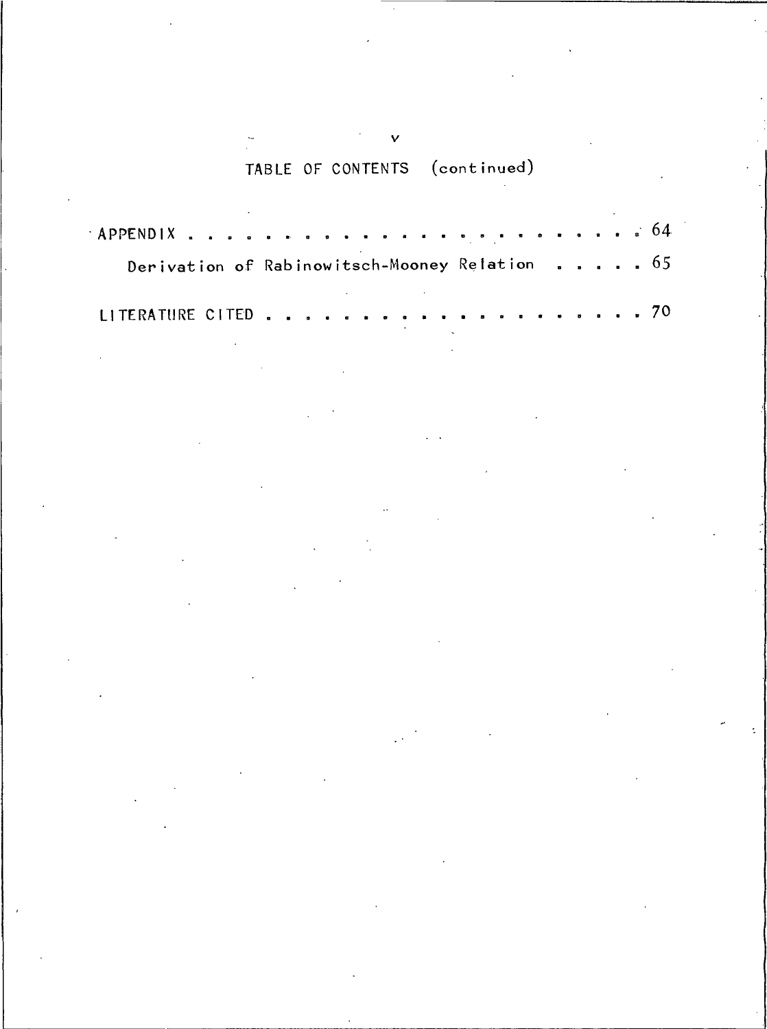## TABLE OF CONTENTS (continued)

APPENDIX . . . . . . . . . . . . . . . . . . . . . . . . 64

  Derivation of Rabinowitsch-Mooney Relation . . . . . 65

LITERATURE CITED . . . . . . . . . . . . . . . . . . . . 70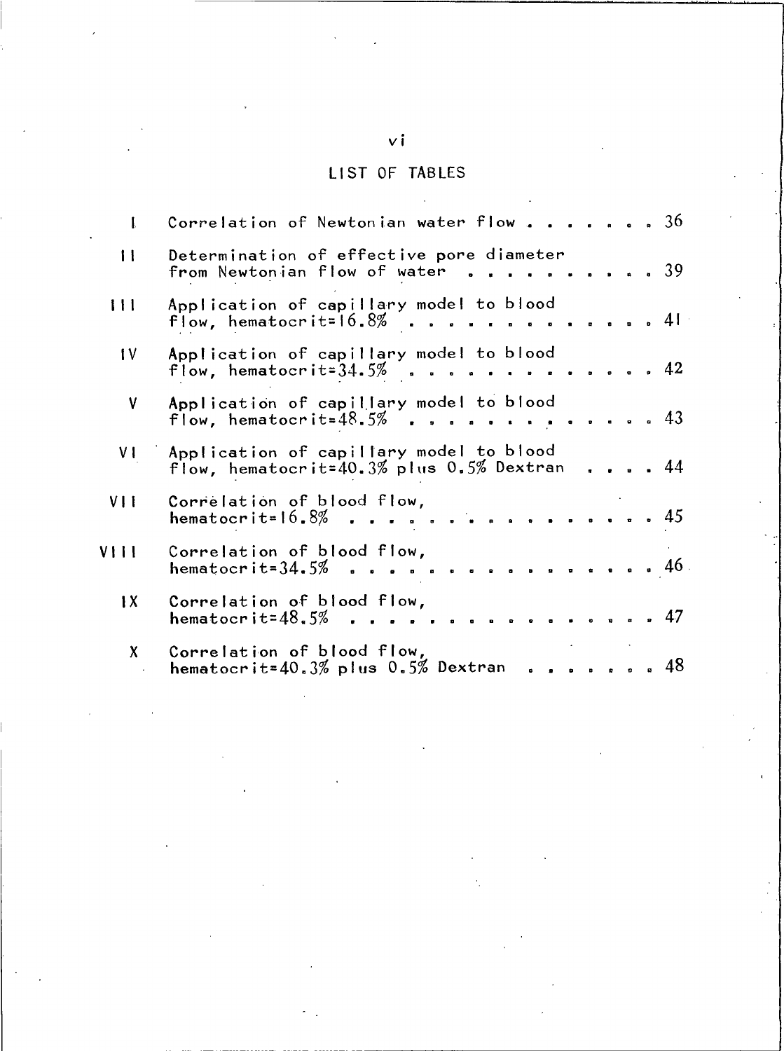# LIST OF TABLES

| | | |
|---|---|---|
| I | Correlation of Newtonian water flow | 36 |
| II | Determination of effective pore diameter from Newtonian flow of water | 39 |
| III | Application of capillary model to blood flow, hematocrit=16.8% | 41 |
| IV | Application of capillary model to blood flow, hematocrit=34.5% | 42 |
| V | Application of capillary model to blood flow, hematocrit=48.5% | 43 |
| VI | Application of capillary model to blood flow, hematocrit=40.3% plus 0.5% Dextran | 44 |
| VII | Correlation of blood flow, hematocrit=16.8% | 45 |
| VIII | Correlation of blood flow, hematocrit=34.5% | 46 |
| IX | Correlation of blood flow, hematocrit=48.5% | 47 |
| X | Correlation of blood flow, hematocrit=40.3% plus 0.5% Dextran | 48 |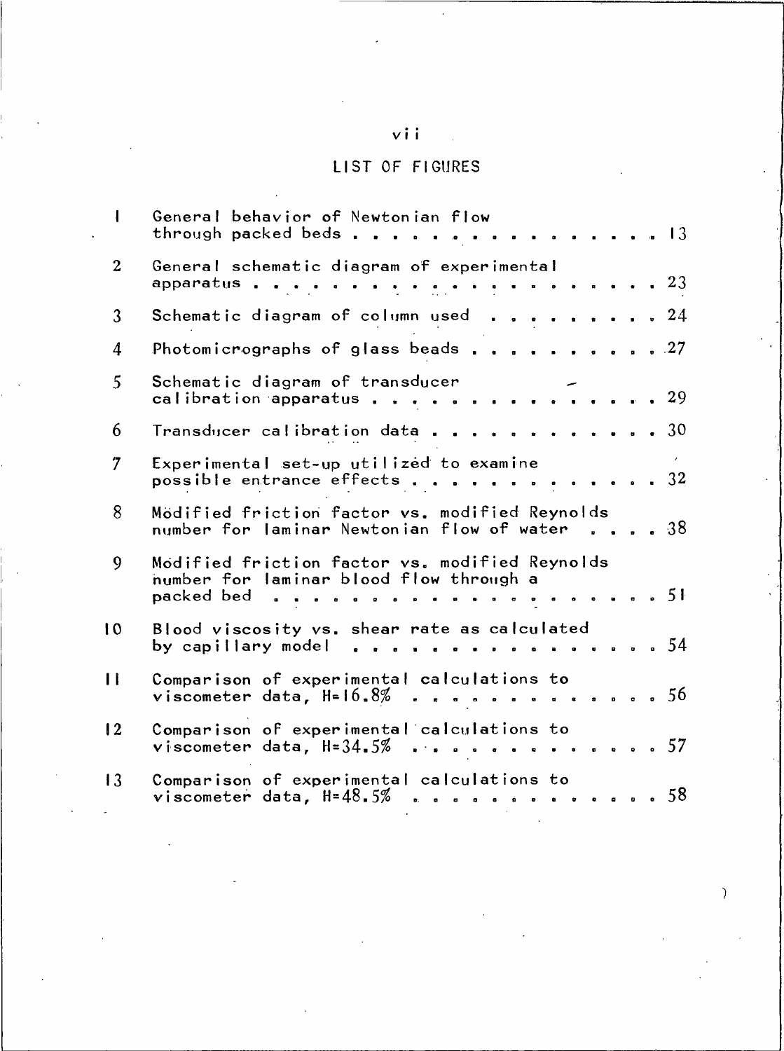# LIST OF FIGURES

| | | |
|---|---|---|
| 1 | General behavior of Newtonian flow through packed beds | 13 |
| 2 | General schematic diagram of experimental apparatus | 23 |
| 3 | Schematic diagram of column used | 24 |
| 4 | Photomicrographs of glass beads | 27 |
| 5 | Schematic diagram of transducer calibration apparatus | 29 |
| 6 | Transducer calibration data | 30 |
| 7 | Experimental set-up utilized to examine possible entrance effects | 32 |
| 8 | Modified friction factor vs. modified Reynolds number for laminar Newtonian flow of water | 38 |
| 9 | Modified friction factor vs. modified Reynolds number for laminar blood flow through a packed bed | 51 |
| 10 | Blood viscosity vs. shear rate as calculated by capillary model | 54 |
| 11 | Comparison of experimental calculations to viscometer data, H=16.8% | 56 |
| 12 | Comparison of experimental calculations to viscometer data, H=34.5% | 57 |
| 13 | Comparison of experimental calculations to viscometer data, H=48.5% | 58 |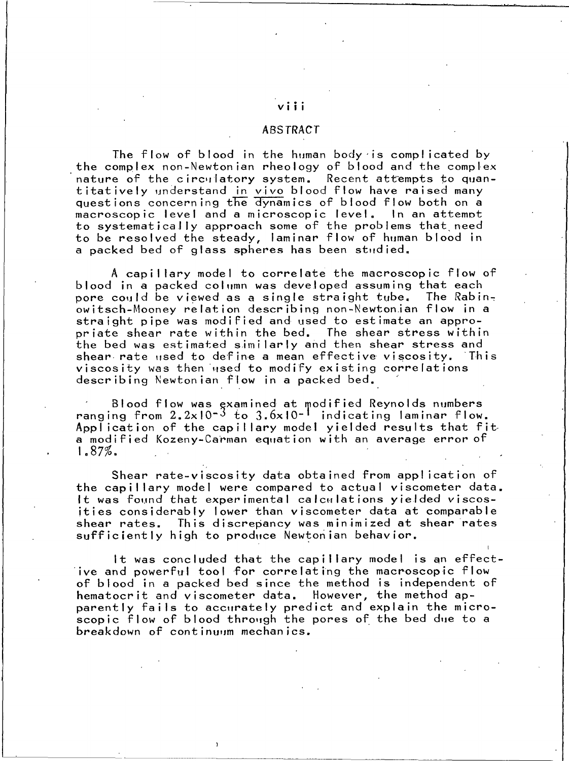## ABSTRACT

The flow of blood in the human body is complicated by the complex non-Newtonian rheology of blood and the complex nature of the circulatory system. Recent attempts to quantitatively understand *in vivo* blood flow have raised many questions concerning the dynamics of blood flow both on a macroscopic level and a microscopic level. In an attempt to systematically approach some of the problems that need to be resolved the steady, laminar flow of human blood in a packed bed of glass spheres has been studied.

A capillary model to correlate the macroscopic flow of blood in a packed column was developed assuming that each pore could be viewed as a single straight tube. The Rabinowitsch-Mooney relation describing non-Newtonian flow in a straight pipe was modified and used to estimate an appropriate shear rate within the bed. The shear stress within the bed was estimated similarly and then shear stress and shear rate used to define a mean effective viscosity. This viscosity was then used to modify existing correlations describing Newtonian flow in a packed bed.

Blood flow was examined at modified Reynolds numbers ranging from $2.2 \times 10^{-3}$ to $3.6 \times 10^{-1}$ indicating laminar flow. Application of the capillary model yielded results that fit a modified Kozeny-Carman equation with an average error of 1.87%.

Shear rate-viscosity data obtained from application of the capillary model were compared to actual viscometer data. It was found that experimental calculations yielded viscosities considerably lower than viscometer data at comparable shear rates. This discrepancy was minimized at shear rates sufficiently high to produce Newtonian behavior.

It was concluded that the capillary model is an effective and powerful tool for correlating the macroscopic flow of blood in a packed bed since the method is independent of hematocrit and viscometer data. However, the method apparently fails to accurately predict and explain the microscopic flow of blood through the pores of the bed due to a breakdown of continuum mechanics.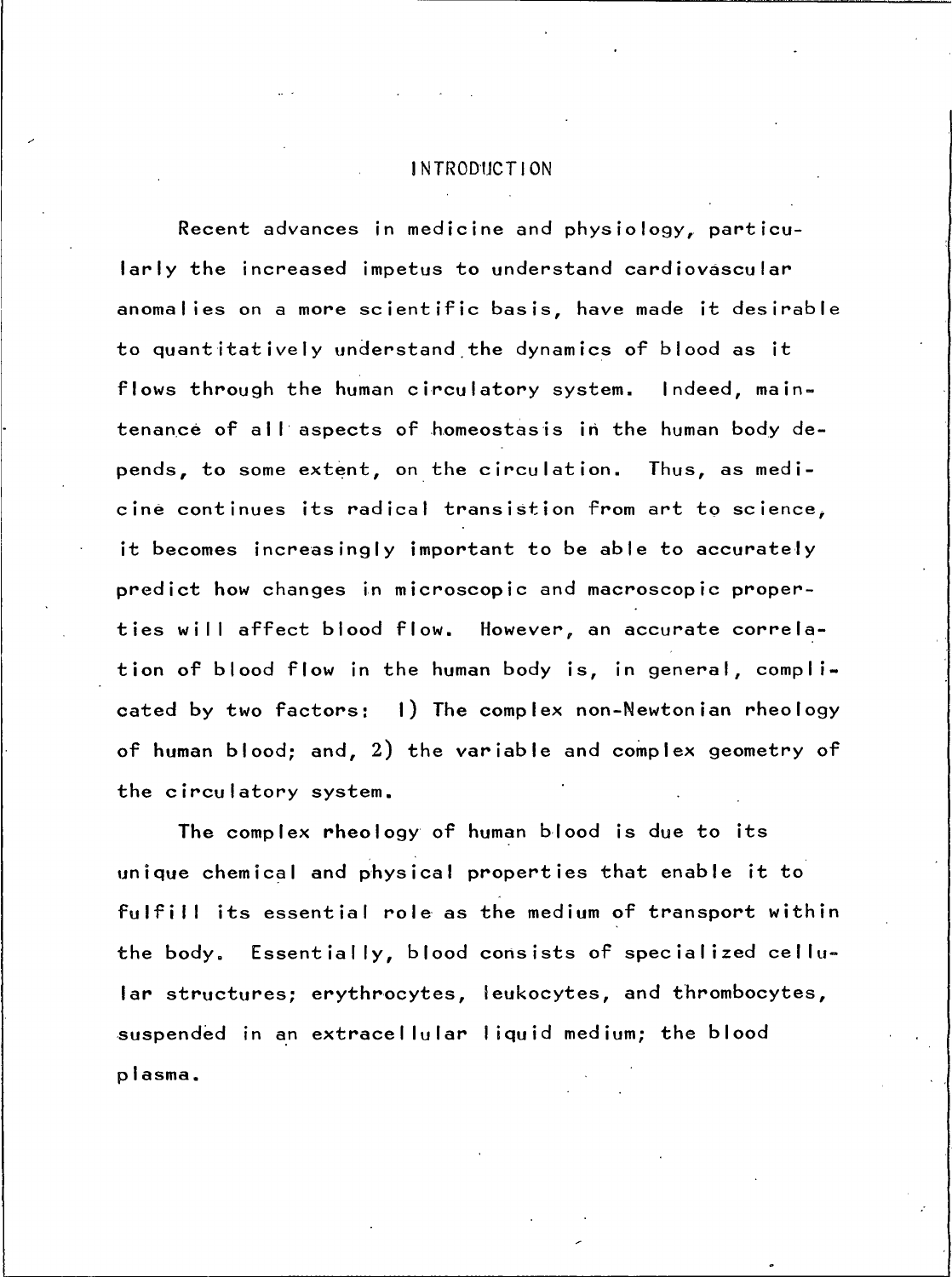# INTRODUCTION

Recent advances in medicine and physiology, particularly the increased impetus to understand cardiovascular anomalies on a more scientific basis, have made it desirable to quantitatively understand the dynamics of blood as it flows through the human circulatory system. Indeed, maintenance of all aspects of homeostasis in the human body depends, to some extent, on the circulation. Thus, as medicine continues its radical transistion from art to science, it becomes increasingly important to be able to accurately predict how changes in microscopic and macroscopic properties will affect blood flow. However, an accurate correlation of blood flow in the human body is, in general, complicated by two factors: 1) The complex non-Newtonian rheology of human blood; and, 2) the variable and complex geometry of the circulatory system.

The complex rheology of human blood is due to its unique chemical and physical properties that enable it to fulfill its essential role as the medium of transport within the body. Essentially, blood consists of specialized cellular structures; erythrocytes, leukocytes, and thrombocytes, suspended in an extracellular liquid medium; the blood plasma.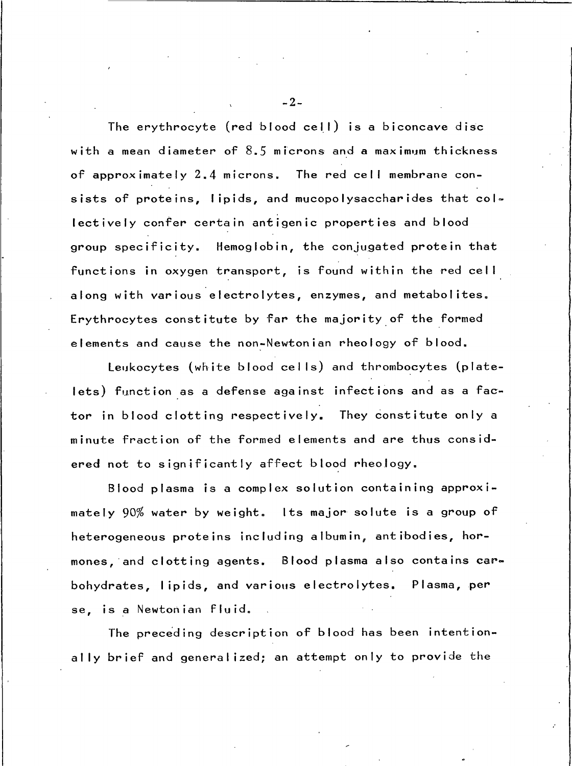The erythrocyte (red blood cell) is a biconcave disc with a mean diameter of 8.5 microns and a maximum thickness of approximately 2.4 microns. The red cell membrane consists of proteins, lipids, and mucopolysaccharides that collectively confer certain antigenic properties and blood group specificity. Hemoglobin, the conjugated protein that functions in oxygen transport, is found within the red cell along with various electrolytes, enzymes, and metabolites. Erythrocytes constitute by far the majority of the formed elements and cause the non-Newtonian rheology of blood.

Leukocytes (white blood cells) and thrombocytes (platelets) function as a defense against infections and as a factor in blood clotting respectively. They constitute only a minute fraction of the formed elements and are thus considered not to significantly affect blood rheology.

Blood plasma is a complex solution containing approximately 90% water by weight. Its major solute is a group of heterogeneous proteins including albumin, antibodies, hormones, and clotting agents. Blood plasma also contains carbohydrates, lipids, and various electrolytes. Plasma, per se, is a Newtonian fluid.

The preceding description of blood has been intentionally brief and generalized; an attempt only to provide the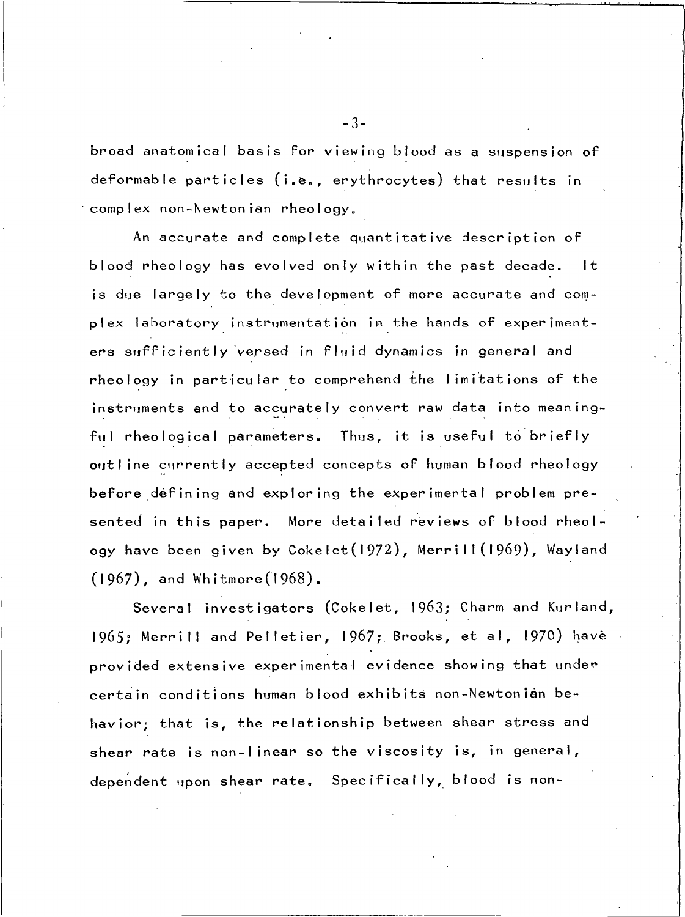broad anatomical basis for viewing blood as a suspension of deformable particles (i.e., erythrocytes) that results in complex non-Newtonian rheology.

An accurate and complete quantitative description of blood rheology has evolved only within the past decade. It is due largely to the development of more accurate and complex laboratory instrumentation in the hands of experimenters sufficiently versed in fluid dynamics in general and rheology in particular to comprehend the limitations of the instruments and to accurately convert raw data into meaningful rheological parameters. Thus, it is useful to briefly outline currently accepted concepts of human blood rheology before defining and exploring the experimental problem presented in this paper. More detailed reviews of blood rheology have been given by Cokelet(1972), Merrill(1969), Wayland (1967), and Whitmore(1968).

Several investigators (Cokelet, 1963; Charm and Kurland, 1965; Merrill and Pelletier, 1967; Brooks, et al, 1970) have provided extensive experimental evidence showing that under certain conditions human blood exhibits non-Newtonian behavior; that is, the relationship between shear stress and shear rate is non-linear so the viscosity is, in general, dependent upon shear rate. Specifically, blood is non-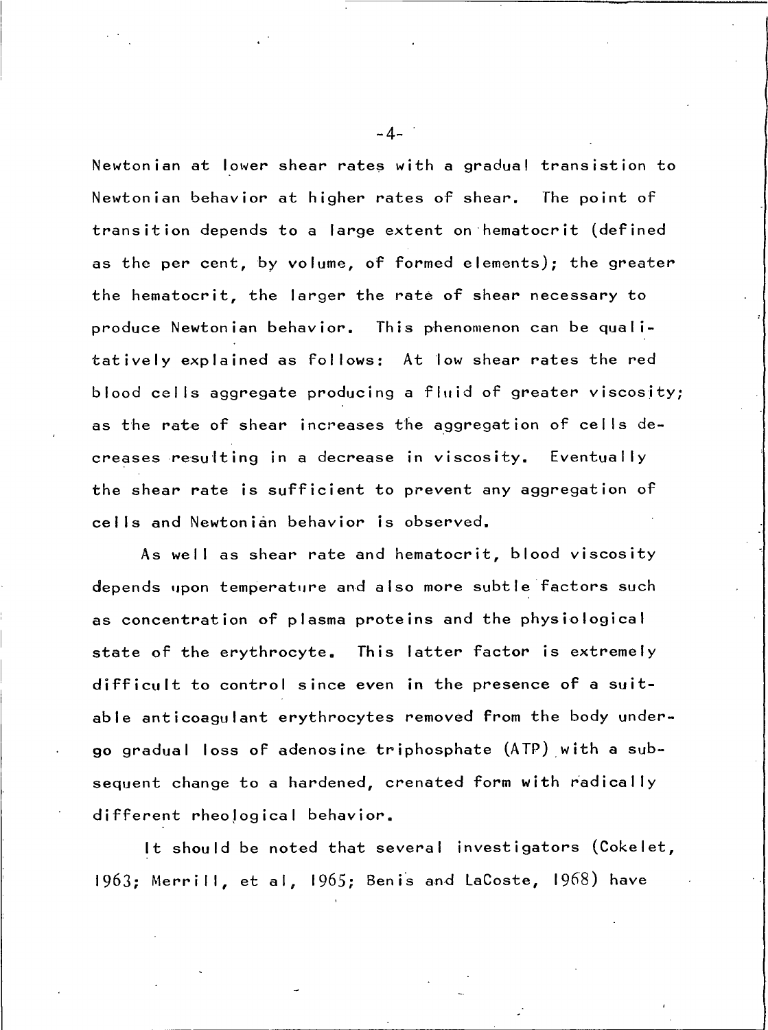Newtonian at lower shear rates with a gradual transistion to Newtonian behavior at higher rates of shear. The point of transition depends to a large extent on hematocrit (defined as the per cent, by volume, of formed elements); the greater the hematocrit, the larger the rate of shear necessary to produce Newtonian behavior. This phenomenon can be qualitatively explained as follows: At low shear rates the red blood cells aggregate producing a fluid of greater viscosity; as the rate of shear increases the aggregation of cells decreases resulting in a decrease in viscosity. Eventually the shear rate is sufficient to prevent any aggregation of cells and Newtonian behavior is observed.

As well as shear rate and hematocrit, blood viscosity depends upon temperature and also more subtle factors such as concentration of plasma proteins and the physiological state of the erythrocyte. This latter factor is extremely difficult to control since even in the presence of a suitable anticoagulant erythrocytes removed from the body undergo gradual loss of adenosine triphosphate (ATP) with a subsequent change to a hardened, crenated form with radically different rheological behavior.

It should be noted that several investigators (Cokelet, 1963; Merrill, et al, 1965; Benis and LaCoste, 1968) have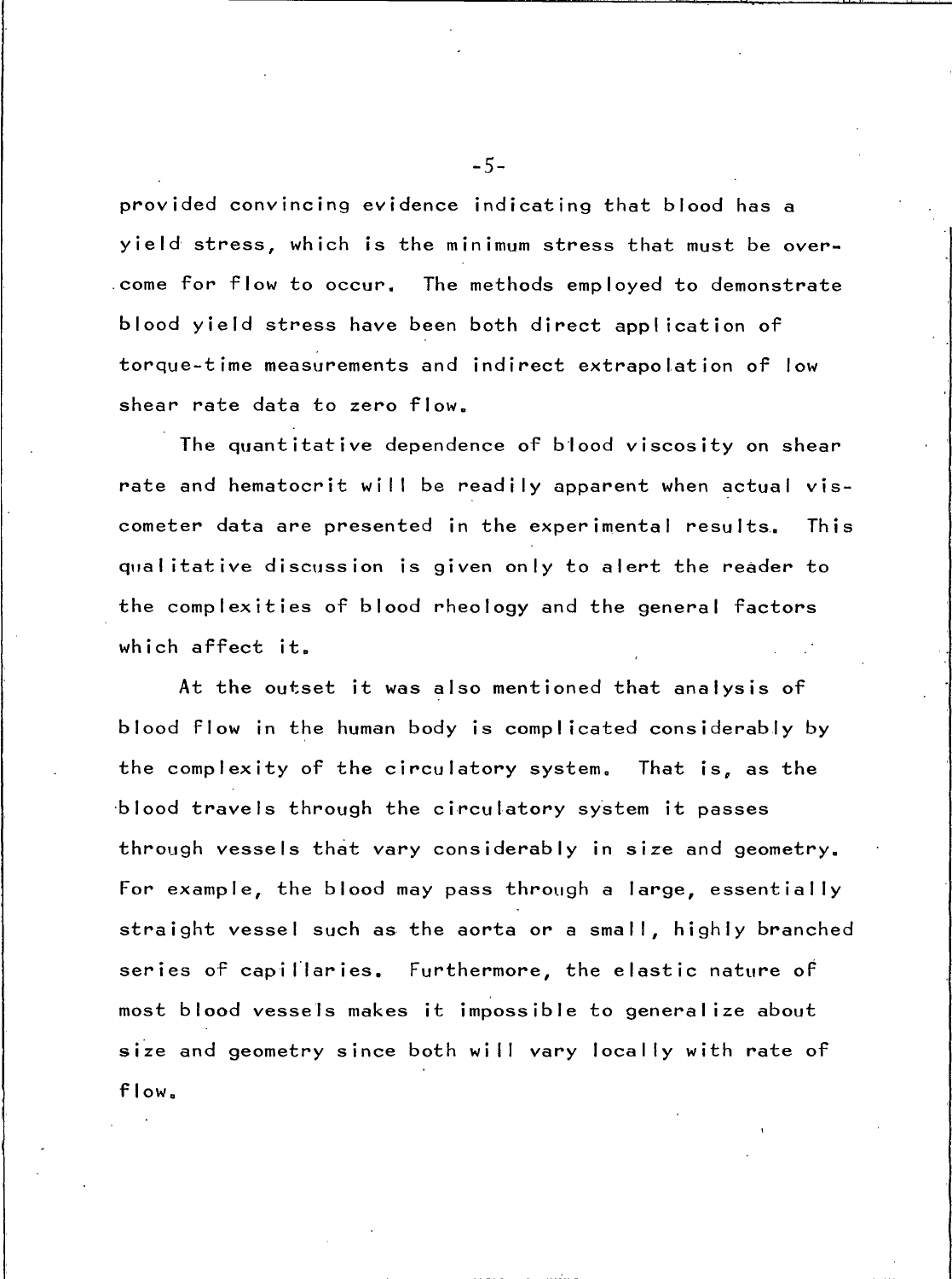provided convincing evidence indicating that blood has a yield stress, which is the minimum stress that must be overcome for flow to occur. The methods employed to demonstrate blood yield stress have been both direct application of torque-time measurements and indirect extrapolation of low shear rate data to zero flow.

The quantitative dependence of blood viscosity on shear rate and hematocrit will be readily apparent when actual viscometer data are presented in the experimental results. This qualitative discussion is given only to alert the reader to the complexities of blood rheology and the general factors which affect it.

At the outset it was also mentioned that analysis of blood flow in the human body is complicated considerably by the complexity of the circulatory system. That is, as the blood travels through the circulatory system it passes through vessels that vary considerably in size and geometry. For example, the blood may pass through a large, essentially straight vessel such as the aorta or a small, highly branched series of capillaries. Furthermore, the elastic nature of most blood vessels makes it impossible to generalize about size and geometry since both will vary locally with rate of flow.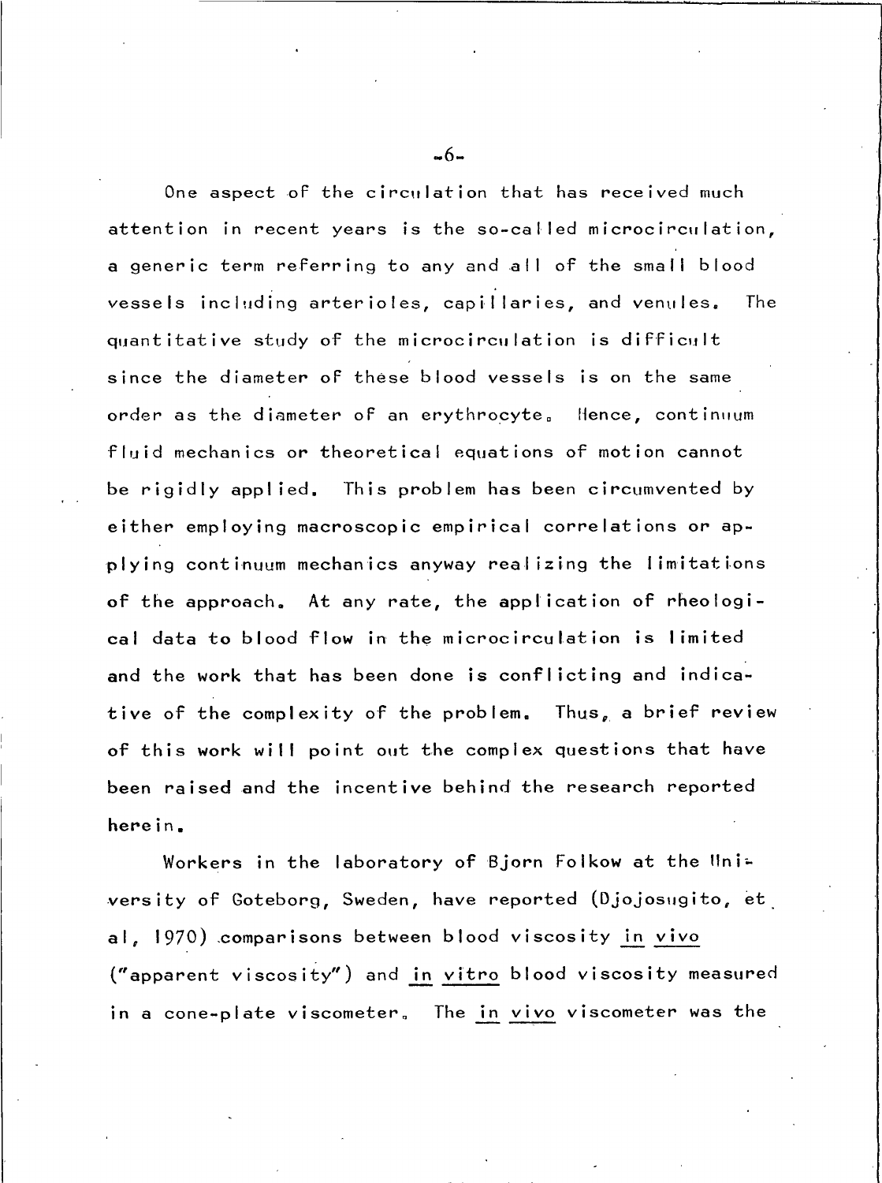One aspect of the circulation that has received much attention in recent years is the so-called microcirculation, a generic term referring to any and all of the small blood vessels including arterioles, capillaries, and venules. The quantitative study of the microcirculation is difficult since the diameter of these blood vessels is on the same order as the diameter of an erythrocyte. Hence, continuum fluid mechanics or theoretical equations of motion cannot be rigidly applied. This problem has been circumvented by either employing macroscopic empirical correlations or applying continuum mechanics anyway realizing the limitations of the approach. At any rate, the application of rheological data to blood flow in the microcirculation is limited and the work that has been done is conflicting and indicative of the complexity of the problem. Thus, a brief review of this work will point out the complex questions that have been raised and the incentive behind the research reported herein.

Workers in the laboratory of Bjorn Folkow at the University of Goteborg, Sweden, have reported (Djojosugito, et al, 1970) comparisons between blood viscosity _in vivo_ ("apparent viscosity") and _in vitro_ blood viscosity measured in a cone-plate viscometer. The _in vivo_ viscometer was the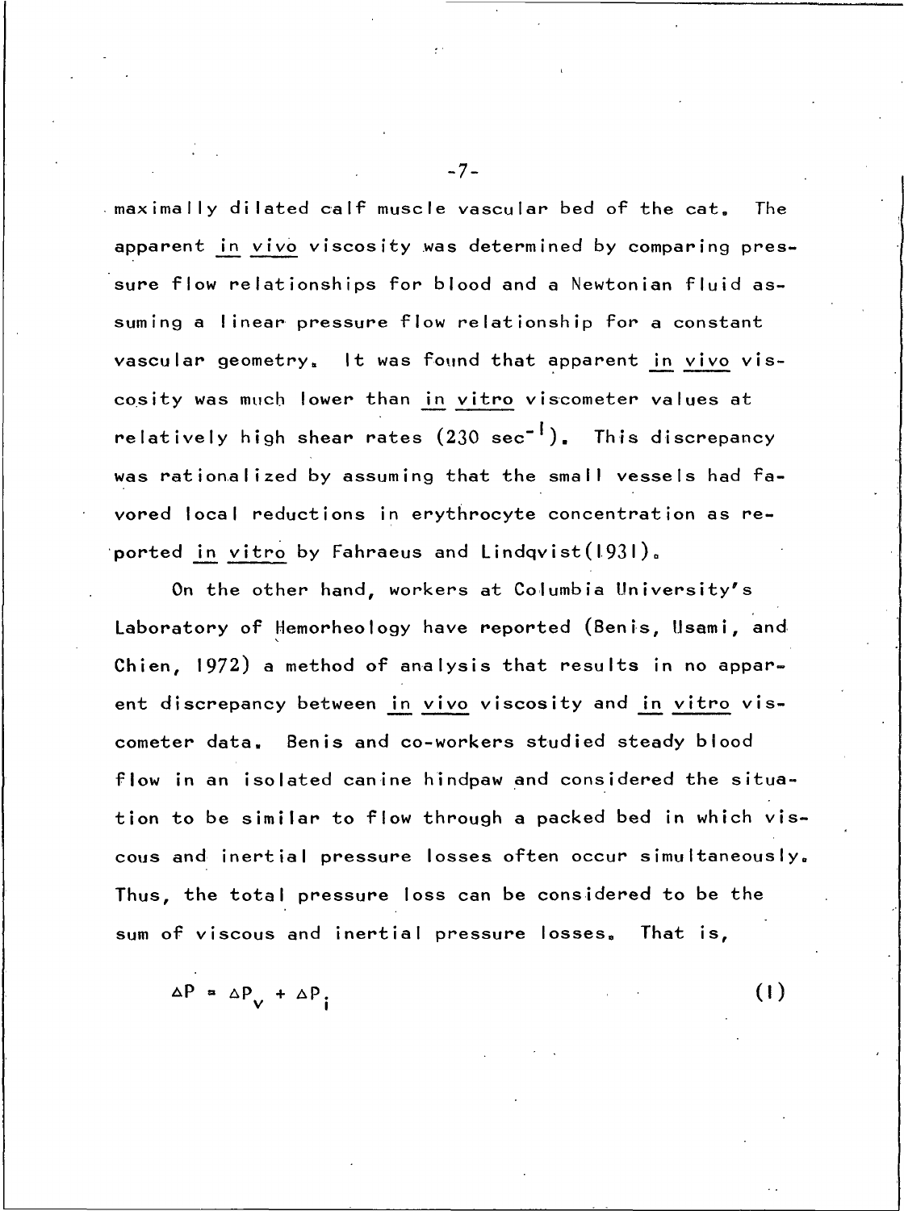maximally dilated calf muscle vascular bed of the cat. The apparent *in vivo* viscosity was determined by comparing pressure flow relationships for blood and a Newtonian fluid assuming a linear pressure flow relationship for a constant vascular geometry. It was found that apparent *in vivo* viscosity was much lower than *in vitro* viscometer values at relatively high shear rates (230 $sec^{-1}$). This discrepancy was rationalized by assuming that the small vessels had favored local reductions in erythrocyte concentration as reported *in vitro* by Fahraeus and Lindqvist(1931).

On the other hand, workers at Columbia University's Laboratory of Hemorheology have reported (Benis, Usami, and Chien, 1972) a method of analysis that results in no apparent discrepancy between *in vivo* viscosity and *in vitro* viscometer data. Benis and co-workers studied steady blood flow in an isolated canine hindpaw and considered the situation to be similar to flow through a packed bed in which viscous and inertial pressure losses often occur simultaneously. Thus, the total pressure loss can be considered to be the sum of viscous and inertial pressure losses. That is,

$$\Delta P = \Delta P_v + \Delta P_i \tag{1}$$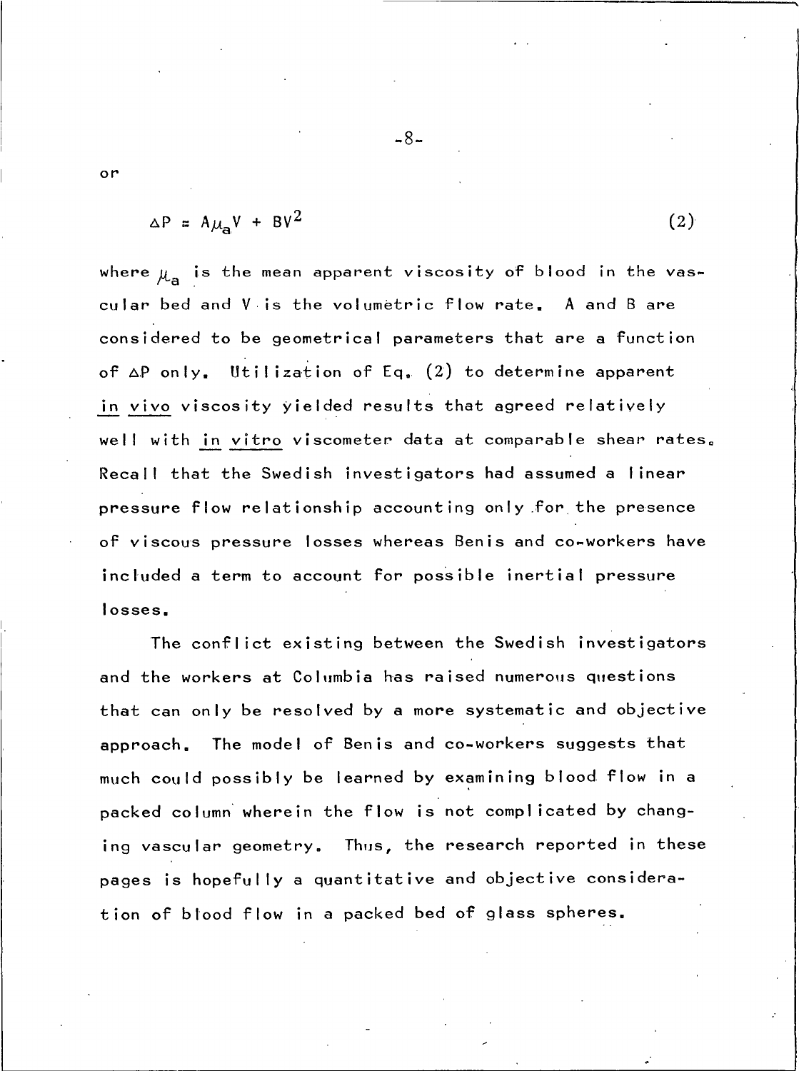or

$$\Delta P = A\mu_a V + BV^2 \tag{2}$$

where $\mu_a$ is the mean apparent viscosity of blood in the vascular bed and V is the volumetric flow rate. A and B are considered to be geometrical parameters that are a function of $\Delta P$ only. Utilization of Eq. (2) to determine apparent *in vivo* viscosity yielded results that agreed relatively well with *in vitro* viscometer data at comparable shear rates. Recall that the Swedish investigators had assumed a linear pressure flow relationship accounting only for the presence of viscous pressure losses whereas Benis and co-workers have included a term to account for possible inertial pressure losses.

The conflict existing between the Swedish investigators and the workers at Columbia has raised numerous questions that can only be resolved by a more systematic and objective approach. The model of Benis and co-workers suggests that much could possibly be learned by examining blood flow in a packed column wherein the flow is not complicated by changing vascular geometry. Thus, the research reported in these pages is hopefully a quantitative and objective consideration of blood flow in a packed bed of glass spheres.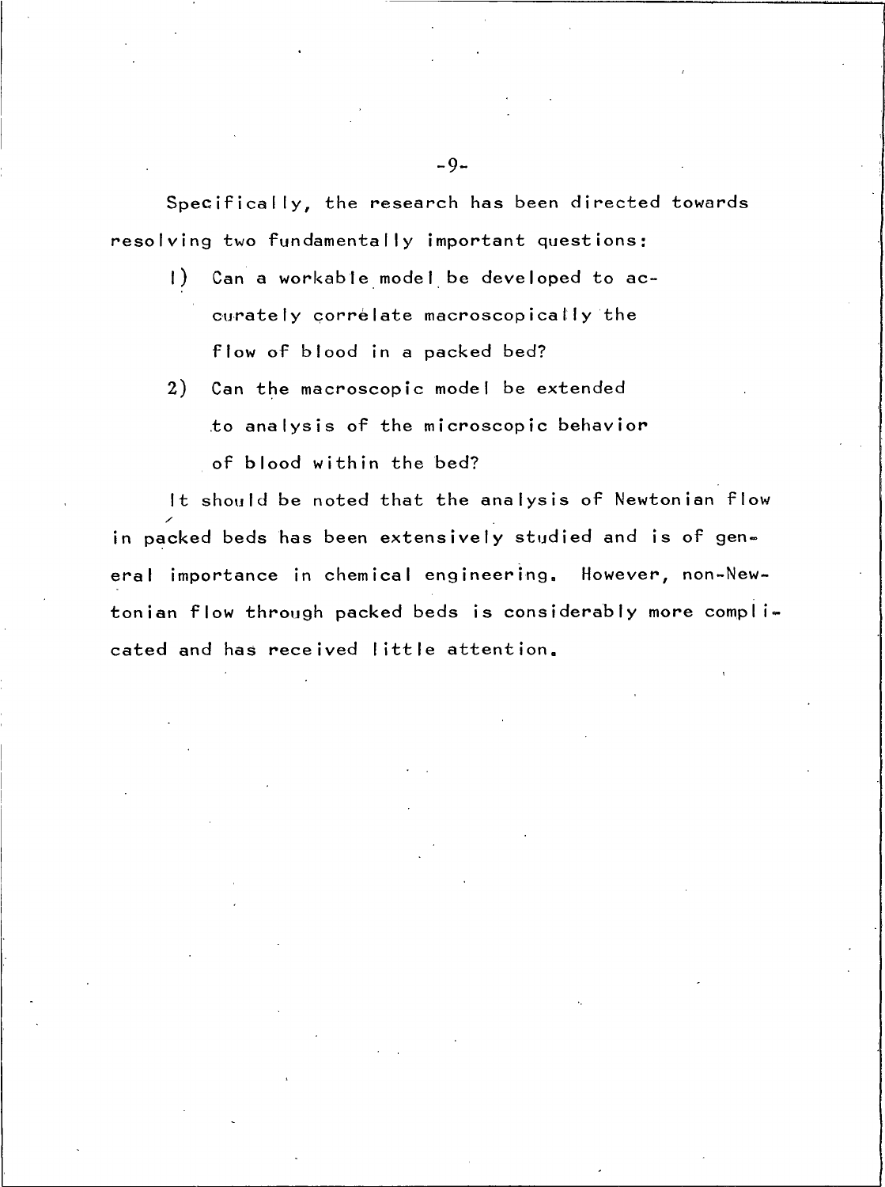Specifically, the research has been directed towards resolving two fundamentally important questions:

1) Can a workable model be developed to accurately correlate macroscopically the flow of blood in a packed bed?

2) Can the macroscopic model be extended to analysis of the microscopic behavior of blood within the bed?

It should be noted that the analysis of Newtonian flow in packed beds has been extensively studied and is of general importance in chemical engineering. However, non-Newtonian flow through packed beds is considerably more complicated and has received little attention.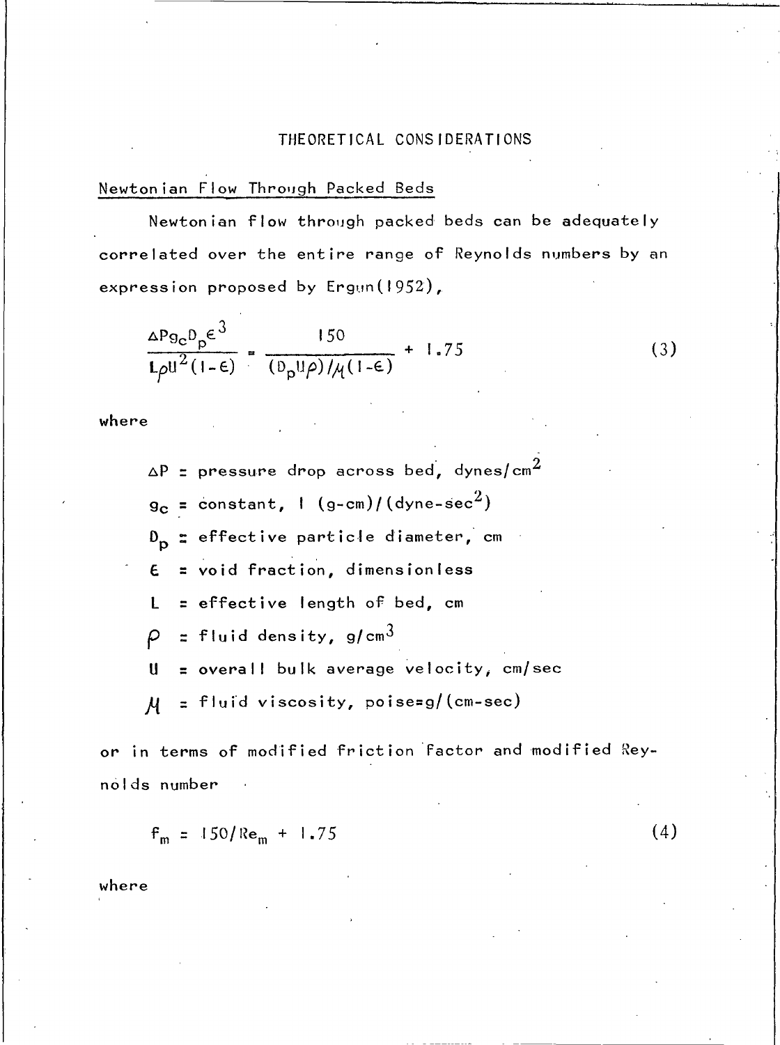# THEORETICAL CONSIDERATIONS

## Newtonian Flow Through Packed Beds

Newtonian flow through packed beds can be adequately correlated over the entire range of Reynolds numbers by an expression proposed by Ergun(1952),

$$\frac{\Delta P g_c D_p \epsilon^3}{L \rho U^2 (1-\epsilon)} = \frac{150}{(D_p U \rho)/\mu(1-\epsilon)} + 1.75 \tag{3}$$

where

- $\Delta P$ = pressure drop across bed, dynes/cm$^2$
- $g_c$ = constant, 1 (g-cm)/(dyne-sec$^2$)
- $D_p$ = effective particle diameter, cm
- $\epsilon$ = void fraction, dimensionless
- $L$ = effective length of bed, cm
- $\rho$ = fluid density, g/cm$^3$
- $U$ = overall bulk average velocity, cm/sec
- $\mu$ = fluid viscosity, poise=g/(cm-sec)

or in terms of modified friction factor and modified Reynolds number

$$f_m = 150/Re_m + 1.75 \tag{4}$$

where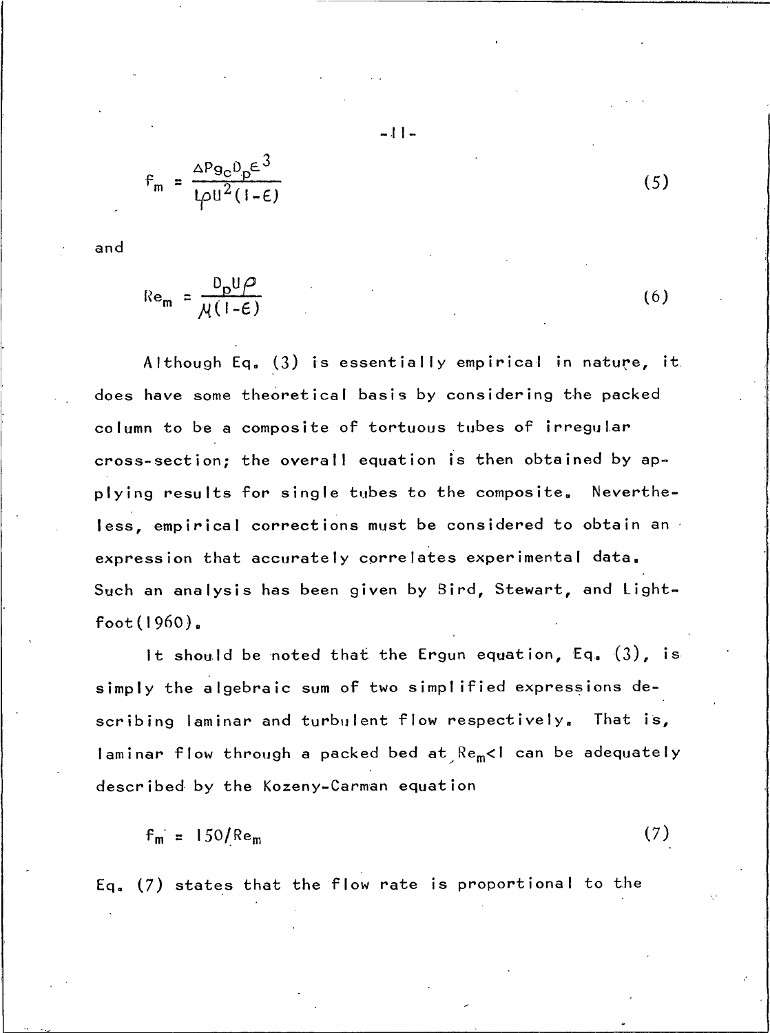$$f_m = \frac{\Delta P g_c D_p \epsilon^3}{L \rho U^2 (1-\epsilon)} \tag{5}$$

and

$$Re_m = \frac{D_p U \rho}{\mu (1-\epsilon)} \tag{6}$$

Although Eq. (3) is essentially empirical in nature, it does have some theoretical basis by considering the packed column to be a composite of tortuous tubes of irregular cross-section; the overall equation is then obtained by applying results for single tubes to the composite. Nevertheless, empirical corrections must be considered to obtain an expression that accurately correlates experimental data. Such an analysis has been given by Bird, Stewart, and Lightfoot(1960).

It should be noted that the Ergun equation, Eq. (3), is simply the algebraic sum of two simplified expressions describing laminar and turbulent flow respectively. That is, laminar flow through a packed bed at $Re_m < 1$ can be adequately described by the Kozeny-Carman equation

$$f_m = 150/Re_m \tag{7}$$

Eq. (7) states that the flow rate is proportional to the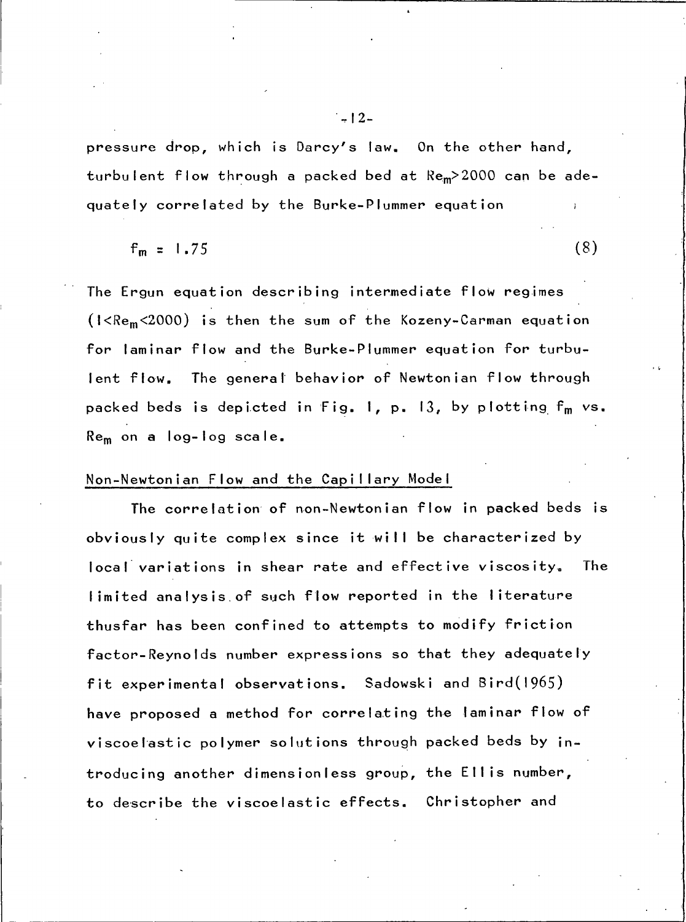pressure drop, which is Darcy's law. On the other hand, turbulent flow through a packed bed at $Re_m > 2000$ can be adequately correlated by the Burke-Plummer equation

$$f_m = 1.75 \tag{8}$$

The Ergun equation describing intermediate flow regimes ($1 < Re_m < 2000$) is then the sum of the Kozeny-Carman equation for laminar flow and the Burke-Plummer equation for turbulent flow. The general behavior of Newtonian flow through packed beds is depicted in Fig. 1, p. 13, by plotting $f_m$ vs. $Re_m$ on a log-log scale.

## Non-Newtonian Flow and the Capillary Model

The correlation of non-Newtonian flow in packed beds is obviously quite complex since it will be characterized by local variations in shear rate and effective viscosity. The limited analysis of such flow reported in the literature thusfar has been confined to attempts to modify friction factor-Reynolds number expressions so that they adequately fit experimental observations. Sadowski and Bird(1965) have proposed a method for correlating the laminar flow of viscoelastic polymer solutions through packed beds by introducing another dimensionless group, the Ellis number, to describe the viscoelastic effects. Christopher and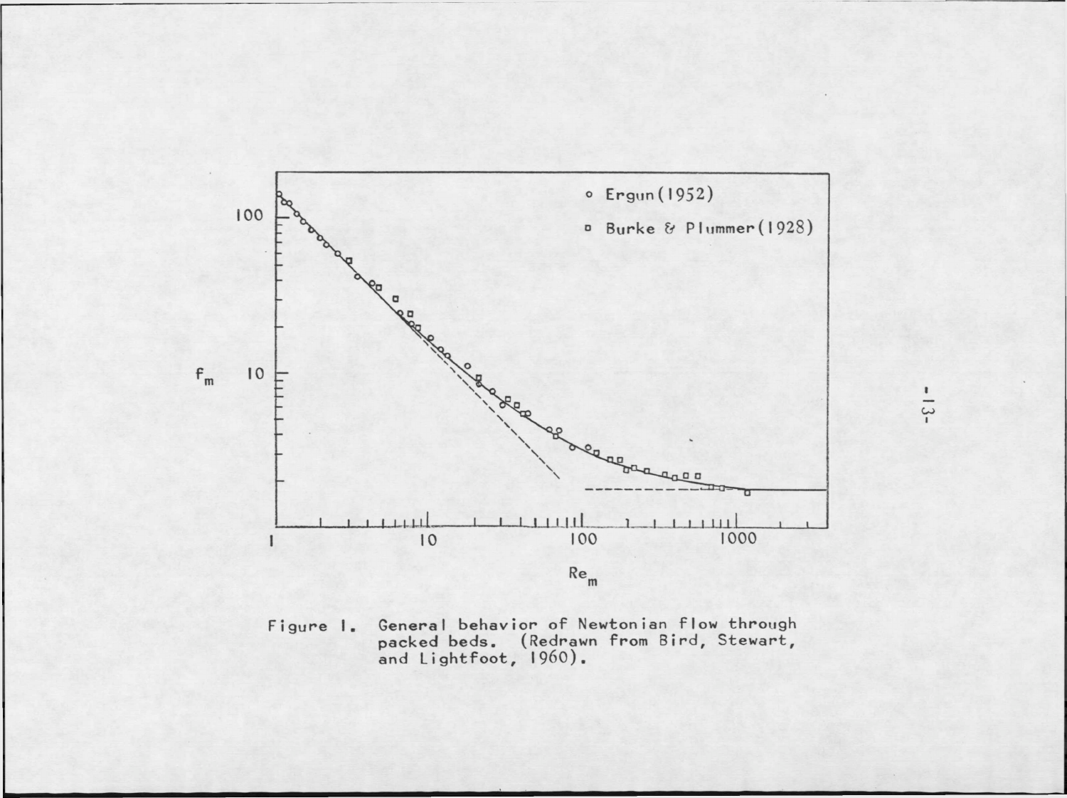Ergun (1952)

Burke & Plummer (1928)

100

$f_m$ 10

1 10 100 1000

$Re_m$

Figure 1. General behavior of Newtonian flow through packed beds. (Redrawn from Bird, Stewart, and Lightfoot, 1960).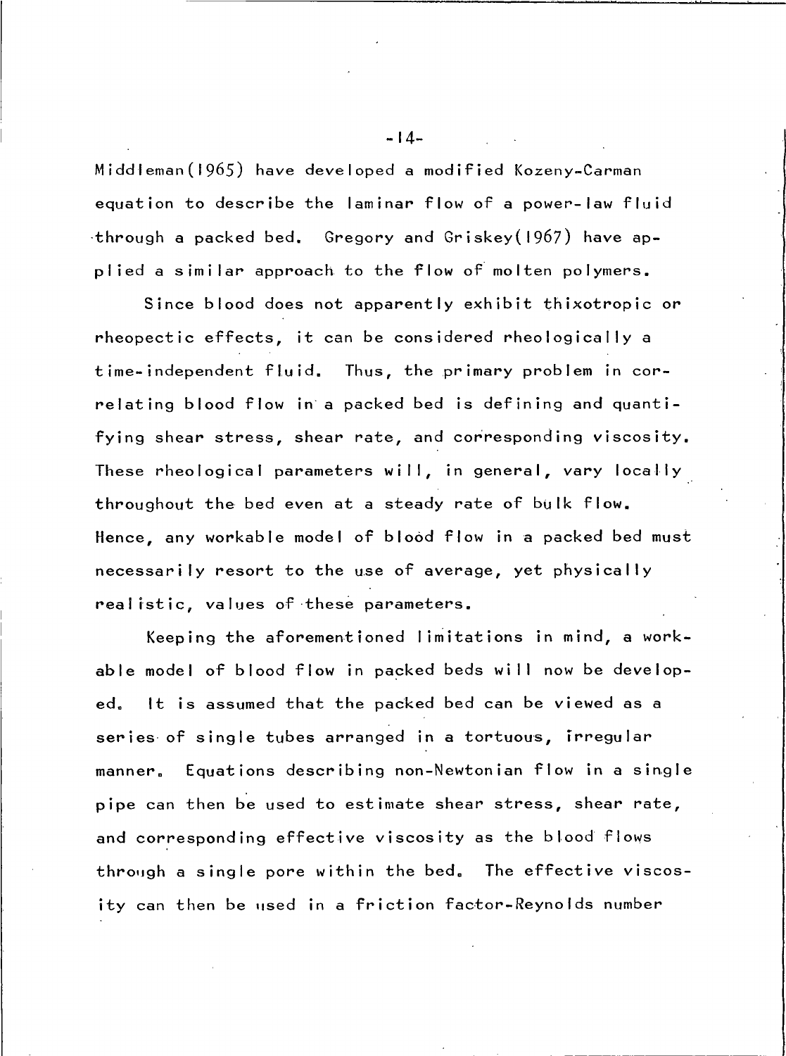Middleman(1965) have developed a modified Kozeny-Carman equation to describe the laminar flow of a power-law fluid through a packed bed. Gregory and Griskey(1967) have applied a similar approach to the flow of molten polymers.

Since blood does not apparently exhibit thixotropic or rheopectic effects, it can be considered rheologically a time-independent fluid. Thus, the primary problem in correlating blood flow in a packed bed is defining and quantifying shear stress, shear rate, and corresponding viscosity. These rheological parameters will, in general, vary locally throughout the bed even at a steady rate of bulk flow. Hence, any workable model of blood flow in a packed bed must necessarily resort to the use of average, yet physically realistic, values of these parameters.

Keeping the aforementioned limitations in mind, a workable model of blood flow in packed beds will now be developed. It is assumed that the packed bed can be viewed as a series of single tubes arranged in a tortuous, irregular manner. Equations describing non-Newtonian flow in a single pipe can then be used to estimate shear stress, shear rate, and corresponding effective viscosity as the blood flows through a single pore within the bed. The effective viscosity can then be used in a friction factor-Reynolds number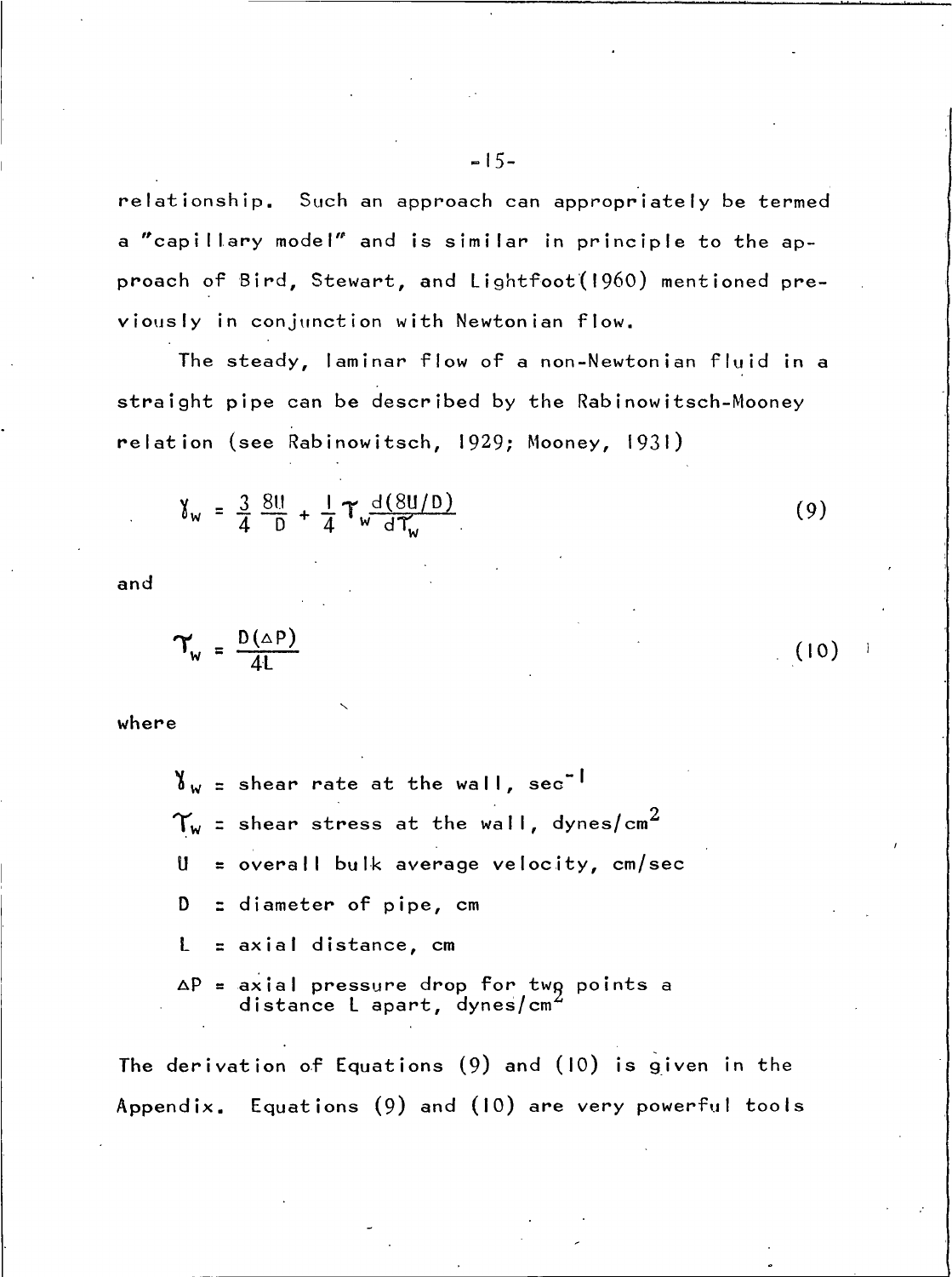relationship. Such an approach can appropriately be termed a "capillary model" and is similar in principle to the approach of Bird, Stewart, and Lightfoot (1960) mentioned previously in conjunction with Newtonian flow.

The steady, laminar flow of a non-Newtonian fluid in a straight pipe can be described by the Rabinowitsch-Mooney relation (see Rabinowitsch, 1929; Mooney, 1931)

$$\gamma_w = \frac{3}{4}\,\frac{8U}{D} + \frac{1}{4}\,\tau_w \frac{d(8U/D)}{d\tau_w} \tag{9}$$

and

$$\tau_w = \frac{D(\Delta P)}{4L} \tag{10}$$

where

$\gamma_w$ = shear rate at the wall, $\sec^{-1}$

$\tau_w$ = shear stress at the wall, $\text{dynes/cm}^2$

$U$ = overall bulk average velocity, cm/sec

$D$ = diameter of pipe, cm

$L$ = axial distance, cm

$\Delta P$ = axial pressure drop for two points a distance $L$ apart, $\text{dynes/cm}^2$

The derivation of Equations (9) and (10) is given in the Appendix. Equations (9) and (10) are very powerful tools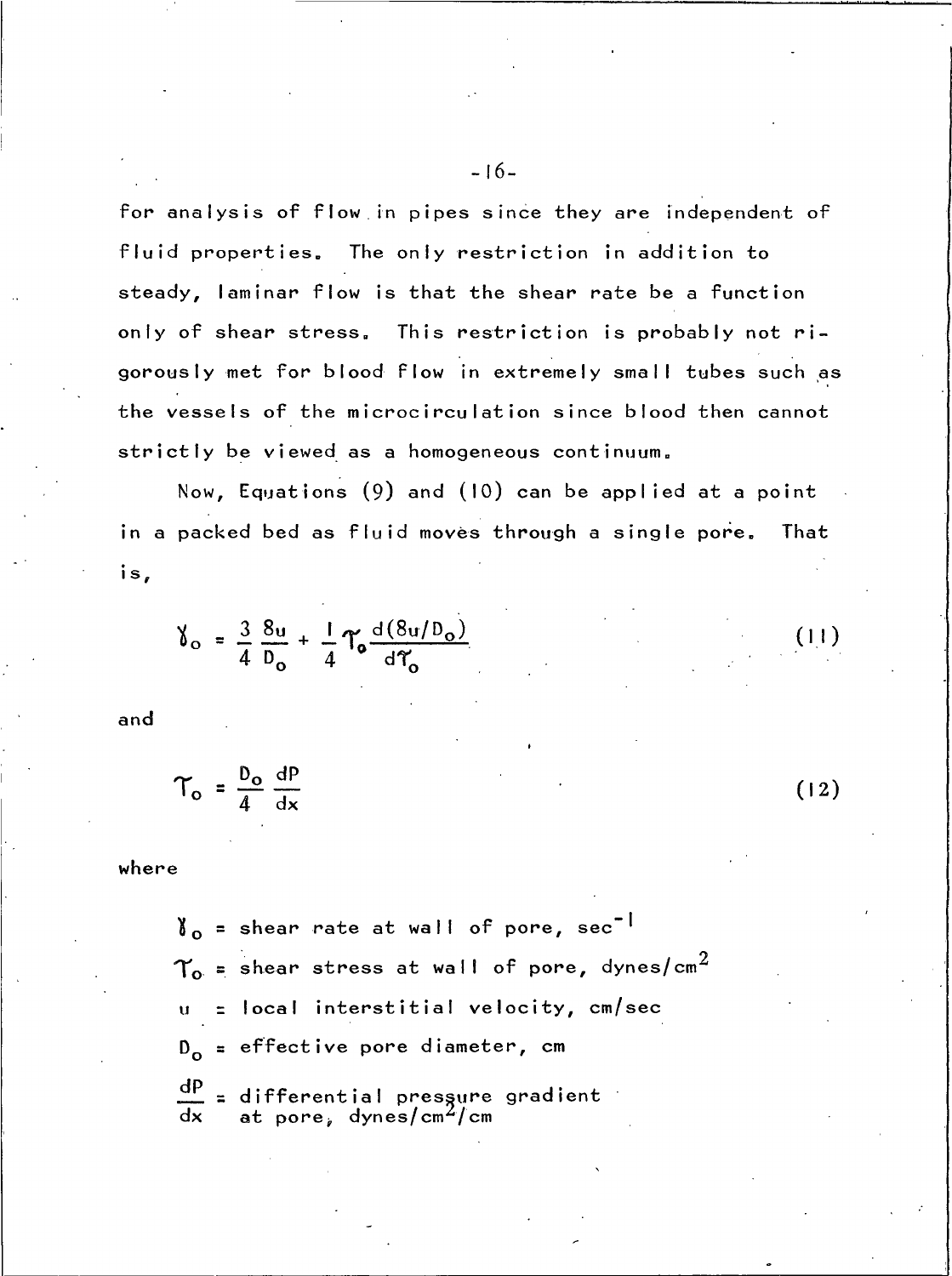for analysis of flow in pipes since they are independent of fluid properties. The only restriction in addition to steady, laminar flow is that the shear rate be a function only of shear stress. This restriction is probably not rigorously met for blood flow in extremely small tubes such as the vessels of the microcirculation since blood then cannot strictly be viewed as a homogeneous continuum.

Now, Equations (9) and (10) can be applied at a point in a packed bed as fluid moves through a single pore. That is,

$$\gamma_o = \frac{3}{4}\frac{8u}{D_o} + \frac{1}{4}\tau_o\frac{d(8u/D_o)}{d\tau_o} \tag{11}$$

and

$$\tau_o = \frac{D_o}{4}\frac{dP}{dx} \tag{12}$$

where

$\gamma_o$ = shear rate at wall of pore, $\text{sec}^{-1}$

$\tau_o$ = shear stress at wall of pore, $\text{dynes/cm}^2$

$u$ = local interstitial velocity, cm/sec

$D_o$ = effective pore diameter, cm

$\frac{dP}{dx}$ = differential pressure gradient at pore, $\text{dynes/cm}^2\text{/cm}$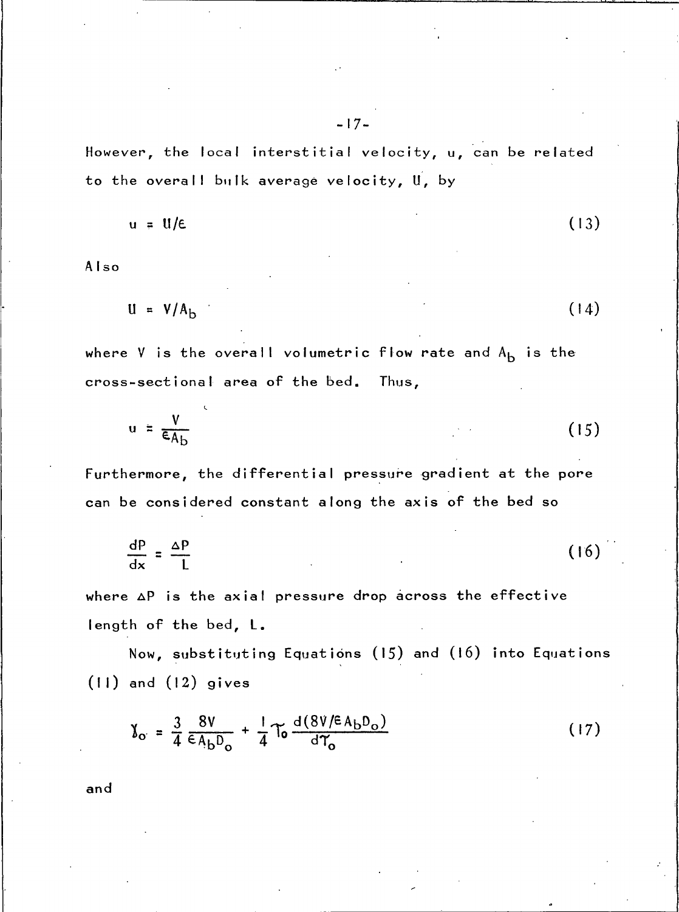However, the local interstitial velocity, $u$, can be related to the overall bulk average velocity, $U$, by

$$u = U/\epsilon \tag{13}$$

Also

$$U = V/A_b \tag{14}$$

where $V$ is the overall volumetric flow rate and $A_b$ is the cross-sectional area of the bed. Thus,

$$u = \frac{V}{\epsilon A_b} \tag{15}$$

Furthermore, the differential pressure gradient at the pore can be considered constant along the axis of the bed so

$$\frac{dP}{dx} = \frac{\Delta P}{L} \tag{16}$$

where $\Delta P$ is the axial pressure drop across the effective length of the bed, $L$.

Now, substituting Equations (15) and (16) into Equations (11) and (12) gives

$$\gamma_o = \frac{3}{4}\frac{8V}{\epsilon A_b D_o} + \frac{1}{4}\tau_o \frac{d(8V/\epsilon A_b D_o)}{d\tau_o} \tag{17}$$

and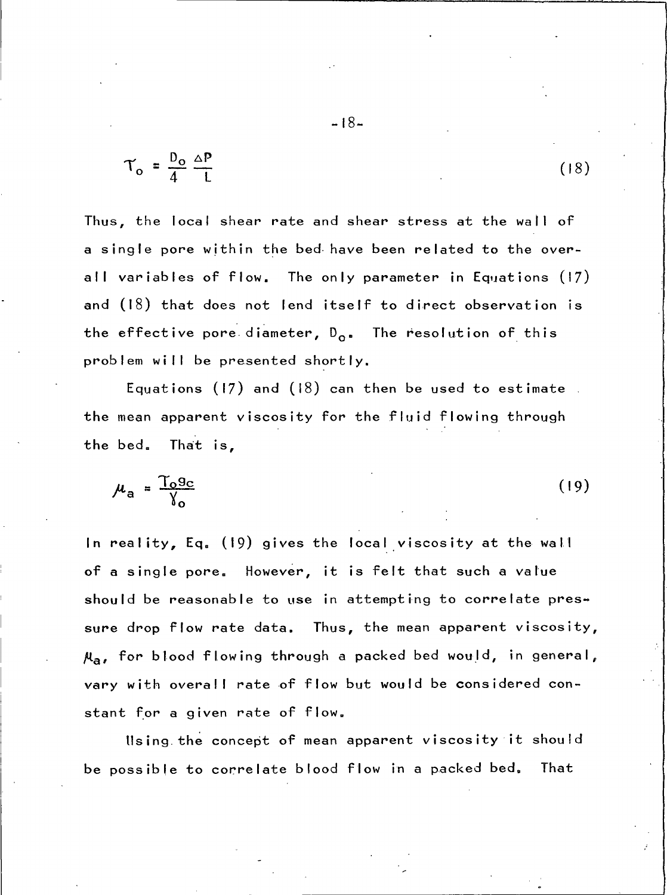$$\tau_o = \frac{D_o}{4}\frac{\Delta P}{L} \tag{18}$$

Thus, the local shear rate and shear stress at the wall of a single pore within the bed have been related to the overall variables of flow. The only parameter in Equations (17) and (18) that does not lend itself to direct observation is the effective pore diameter, $D_o$. The resolution of this problem will be presented shortly.

Equations (17) and (18) can then be used to estimate the mean apparent viscosity for the fluid flowing through the bed. That is,

$$\mu_a = \frac{\tau_o g_c}{\gamma_o} \tag{19}$$

In reality, Eq. (19) gives the local viscosity at the wall of a single pore. However, it is felt that such a value should be reasonable to use in attempting to correlate pressure drop flow rate data. Thus, the mean apparent viscosity, $\mu_a$, for blood flowing through a packed bed would, in general, vary with overall rate of flow but would be considered constant for a given rate of flow.

Using the concept of mean apparent viscosity it should be possible to correlate blood flow in a packed bed. That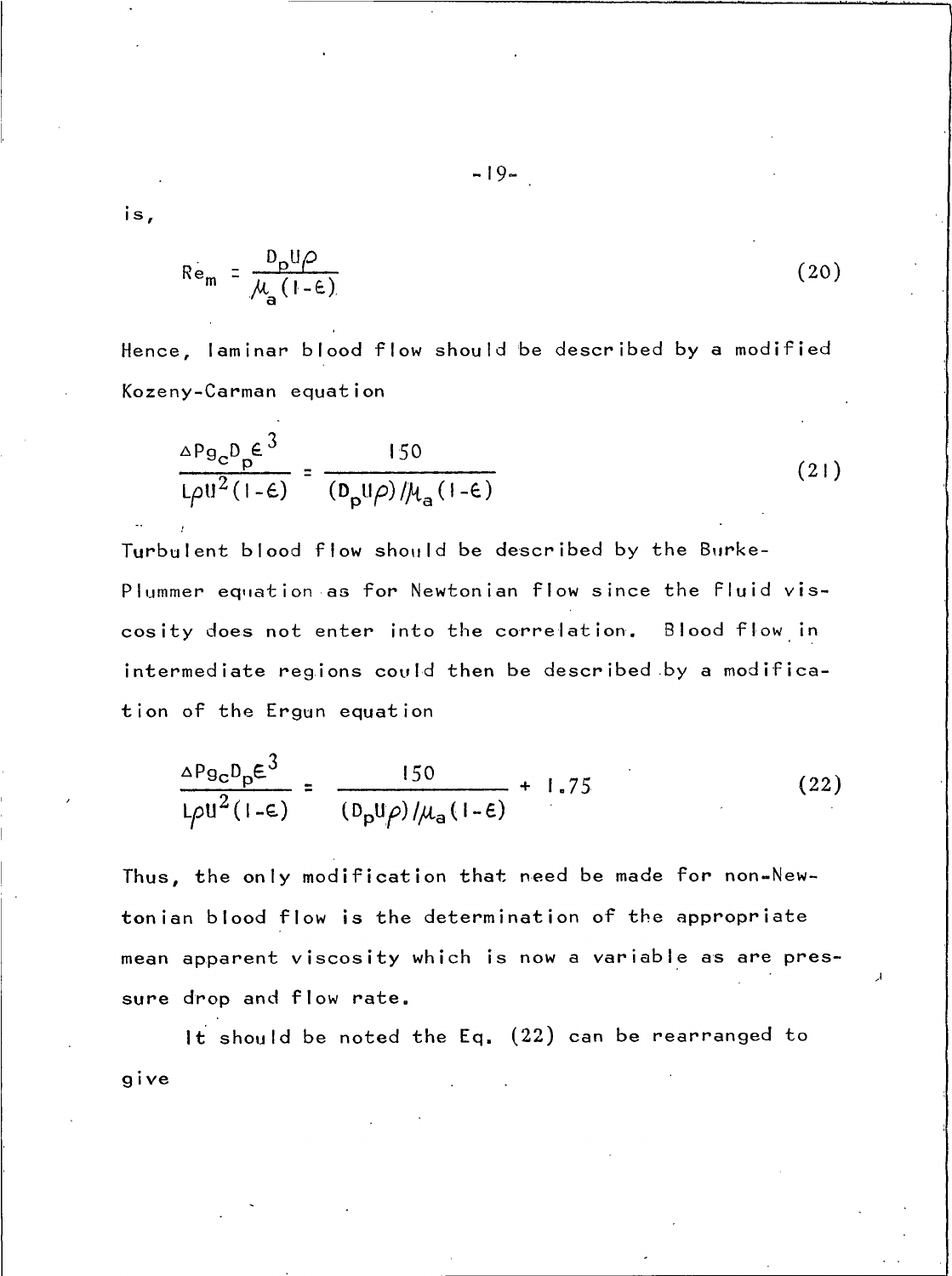is,

$$Re_m = \frac{D_p U \rho}{\mu_a (1-\epsilon)} \tag{20}$$

Hence, laminar blood flow should be described by a modified Kozeny-Carman equation

$$\frac{\Delta P g_c D_p \epsilon^3}{L \rho U^2 (1-\epsilon)} = \frac{150}{(D_p U \rho)/\mu_a (1-\epsilon)} \tag{21}$$

Turbulent blood flow should be described by the Burke-Plummer equation as for Newtonian flow since the fluid viscosity does not enter into the correlation. Blood flow in intermediate regions could then be described by a modification of the Ergun equation

$$\frac{\Delta P g_c D_p \epsilon^3}{L \rho U^2 (1-\epsilon)} = \frac{150}{(D_p U \rho)/\mu_a (1-\epsilon)} + 1.75 \tag{22}$$

Thus, the only modification that need be made for non-Newtonian blood flow is the determination of the appropriate mean apparent viscosity which is now a variable as are pressure drop and flow rate.

It should be noted the Eq. (22) can be rearranged to give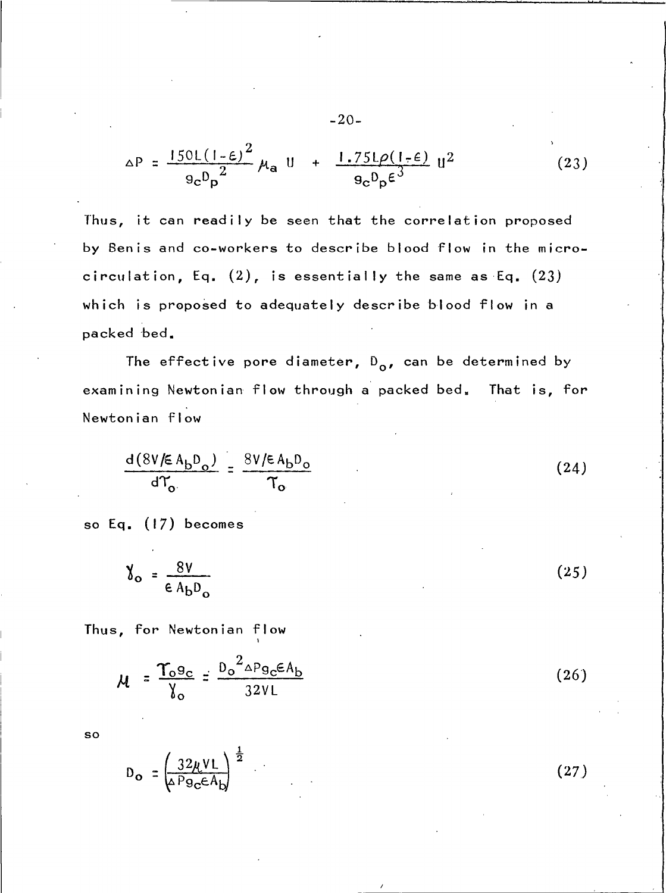$$\Delta P = \frac{150L(1-\epsilon)^2}{g_c D_p^2} \mu_a \, U + \frac{1.75L\rho(1-\epsilon)}{g_c D_p \epsilon^3} U^2 \tag{23}$$

Thus, it can readily be seen that the correlation proposed by Benis and co-workers to describe blood flow in the microcirculation, Eq. (2), is essentially the same as Eq. (23) which is proposed to adequately describe blood flow in a packed bed.

The effective pore diameter, $D_o$, can be determined by examining Newtonian flow through a packed bed. That is, for Newtonian flow

$$\frac{d(8V/\epsilon A_b D_o)}{d\tau_o} = \frac{8V/\epsilon A_b D_o}{\tau_o} \tag{24}$$

so Eq. (17) becomes

$$\gamma_o = \frac{8V}{\epsilon A_b D_o} \tag{25}$$

Thus, for Newtonian flow

$$\mu = \frac{\tau_o g_c}{\gamma_o} = \frac{D_o^2 \Delta P g_c \epsilon A_b}{32VL} \tag{26}$$

so

$$D_o = \left(\frac{32\mu VL}{\Delta P g_c \epsilon A_b}\right)^{\frac{1}{2}} \tag{27}$$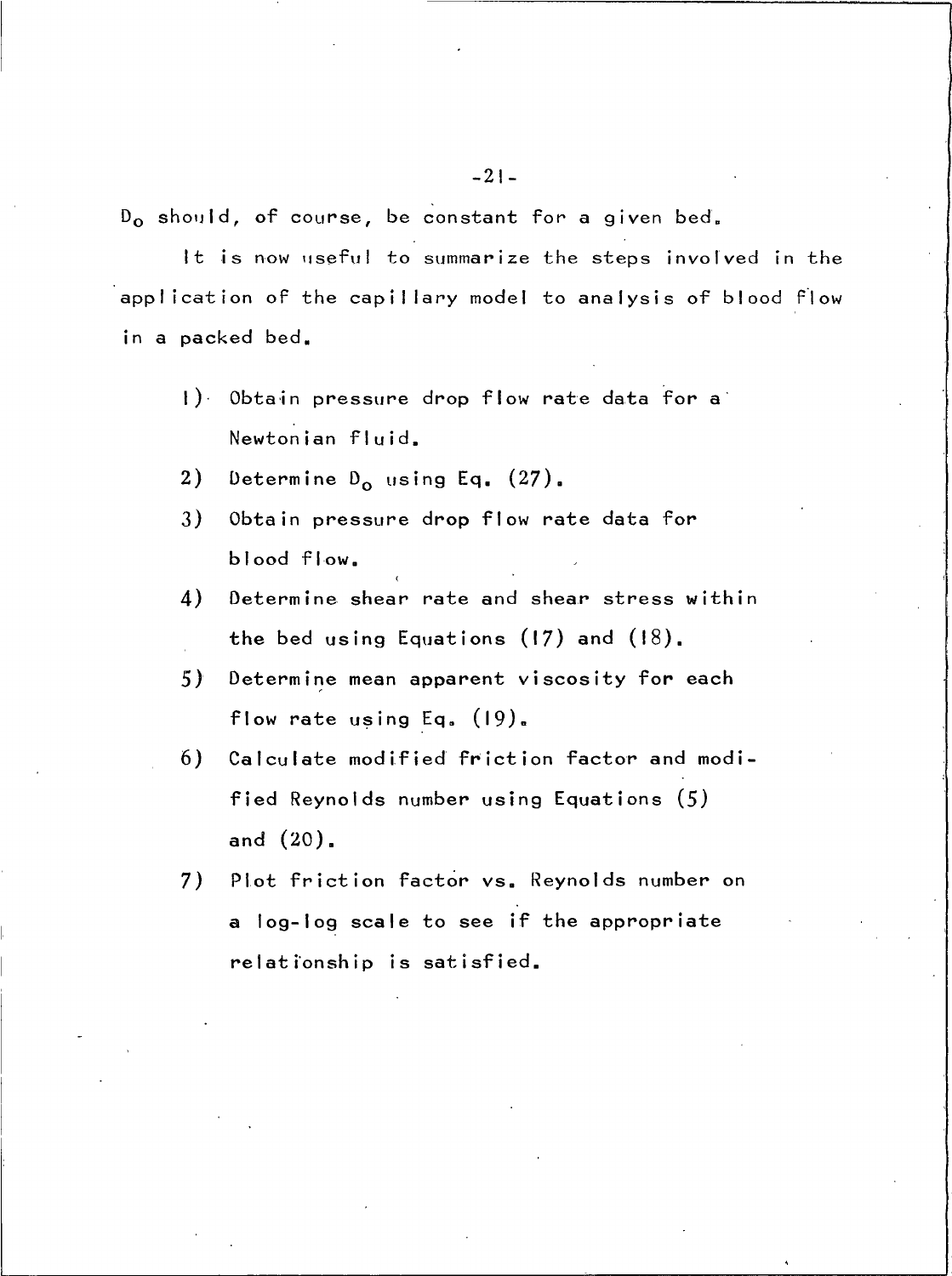$D_o$ should, of course, be constant for a given bed.

It is now useful to summarize the steps involved in the application of the capillary model to analysis of blood flow in a packed bed.

1) Obtain pressure drop flow rate data for a Newtonian fluid.
2) Determine $D_o$ using Eq. (27).
3) Obtain pressure drop flow rate data for blood flow.
4) Determine shear rate and shear stress within the bed using Equations (17) and (18).
5) Determine mean apparent viscosity for each flow rate using Eq. (19).
6) Calculate modified friction factor and modified Reynolds number using Equations (5) and (20).
7) Plot friction factor vs. Reynolds number on a log-log scale to see if the appropriate relationship is satisfied.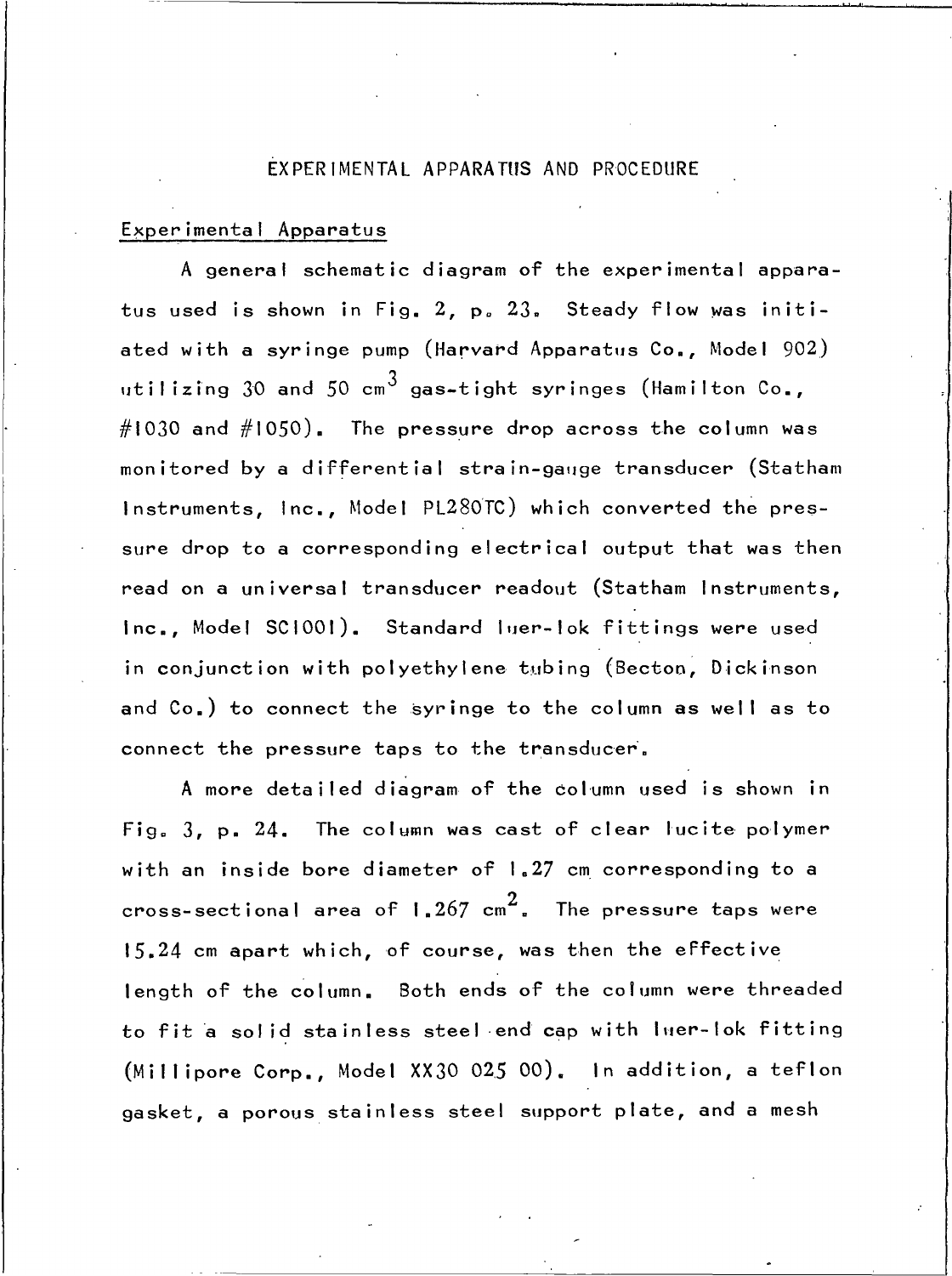# EXPERIMENTAL APPARATUS AND PROCEDURE

## Experimental Apparatus

A general schematic diagram of the experimental apparatus used is shown in Fig. 2, p. 23. Steady flow was initiated with a syringe pump (Harvard Apparatus Co., Model 902) utilizing 30 and 50 $cm^3$ gas-tight syringes (Hamilton Co., #1030 and #1050). The pressure drop across the column was monitored by a differential strain-gauge transducer (Statham Instruments, Inc., Model PL280TC) which converted the pressure drop to a corresponding electrical output that was then read on a universal transducer readout (Statham Instruments, Inc., Model SC1001). Standard luer-lok fittings were used in conjunction with polyethylene tubing (Becton, Dickinson and Co.) to connect the syringe to the column as well as to connect the pressure taps to the transducer.

A more detailed diagram of the column used is shown in Fig. 3, p. 24. The column was cast of clear lucite polymer with an inside bore diameter of 1.27 cm corresponding to a cross-sectional area of 1.267 $cm^2$. The pressure taps were 15.24 cm apart which, of course, was then the effective length of the column. Both ends of the column were threaded to fit a solid stainless steel end cap with luer-lok fitting (Millipore Corp., Model XX30 025 00). In addition, a teflon gasket, a porous stainless steel support plate, and a mesh